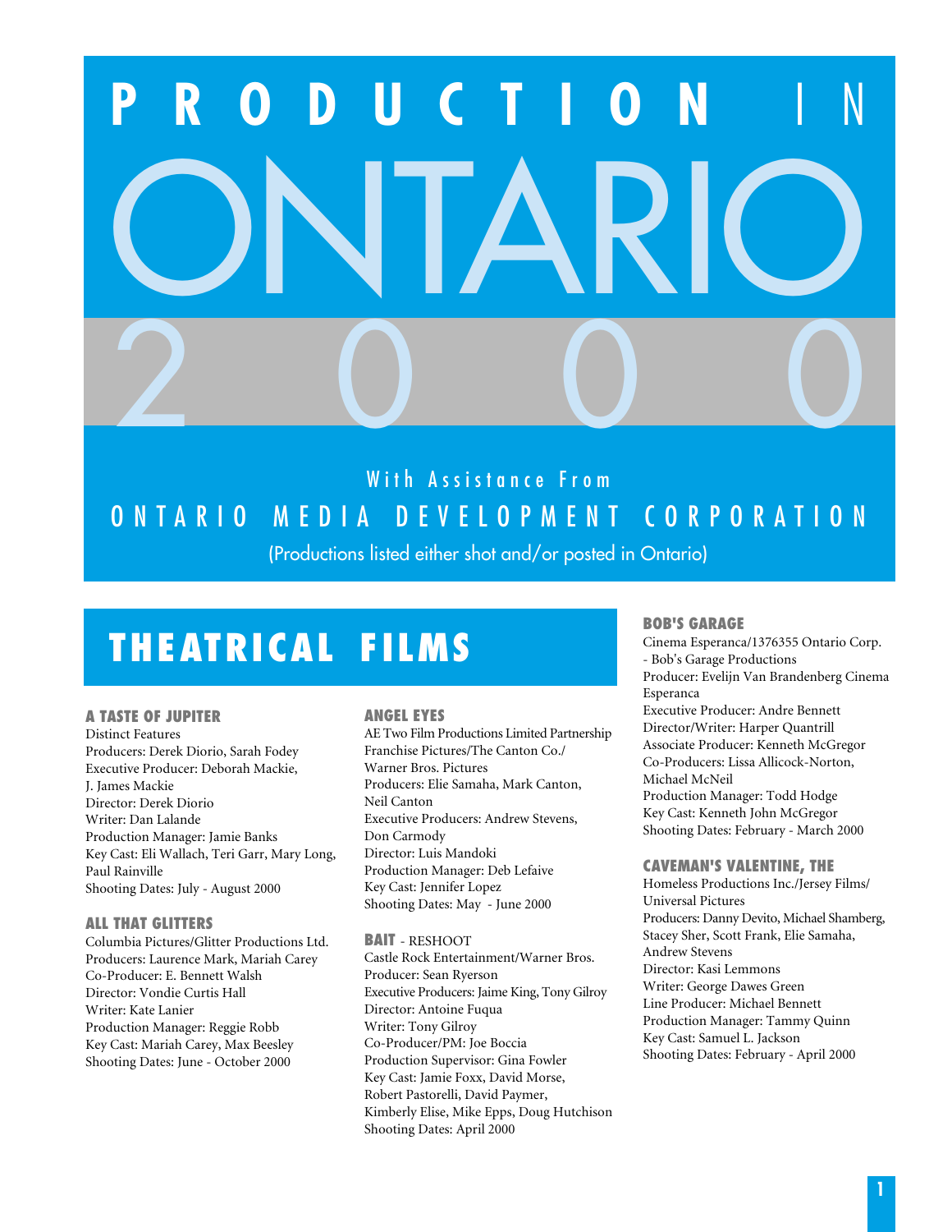# PRODUCTION IN ONTARIO 2000

With Assistance From

ONTARIO MEDIA DEVELOPMENT CORPORATION

(Productions listed either shot and/or posted in Ontario)

## THEATRICAL FILMS

### A TASTE OF JUPITER
Distinct Features
Producers: Derek Diorio, Sarah Fodey
Executive Producer: Deborah Mackie, J. James Mackie
Director: Derek Diorio
Writer: Dan Lalande
Production Manager: Jamie Banks
Key Cast: Eli Wallach, Teri Garr, Mary Long, Paul Rainville
Shooting Dates: July - August 2000

### ALL THAT GLITTERS
Columbia Pictures/Glitter Productions Ltd.
Producers: Laurence Mark, Mariah Carey
Co-Producer: E. Bennett Walsh
Director: Vondie Curtis Hall
Writer: Kate Lanier
Production Manager: Reggie Robb
Key Cast: Mariah Carey, Max Beesley
Shooting Dates: June - October 2000

### ANGEL EYES
AE Two Film Productions Limited Partnership
Franchise Pictures/The Canton Co./
Warner Bros. Pictures
Producers: Elie Samaha, Mark Canton, Neil Canton
Executive Producers: Andrew Stevens, Don Carmody
Director: Luis Mandoki
Production Manager: Deb Lefaive
Key Cast: Jennifer Lopez
Shooting Dates: May - June 2000

### BAIT - RESHOOT
Castle Rock Entertainment/Warner Bros.
Producer: Sean Ryerson
Executive Producers: Jaime King, Tony Gilroy
Director: Antoine Fuqua
Writer: Tony Gilroy
Co-Producer/PM: Joe Boccia
Production Supervisor: Gina Fowler
Key Cast: Jamie Foxx, David Morse, Robert Pastorelli, David Paymer, Kimberly Elise, Mike Epps, Doug Hutchison
Shooting Dates: April 2000

### BOB'S GARAGE
Cinema Esperanca/1376355 Ontario Corp. - Bob's Garage Productions
Producer: Evelijn Van Brandenberg Cinema Esperanca
Executive Producer: Andre Bennett
Director/Writer: Harper Quantrill
Associate Producer: Kenneth McGregor
Co-Producers: Lissa Allicock-Norton, Michael McNeil
Production Manager: Todd Hodge
Key Cast: Kenneth John McGregor
Shooting Dates: February - March 2000

### CAVEMAN'S VALENTINE, THE
Homeless Productions Inc./Jersey Films/
Universal Pictures
Producers: Danny Devito, Michael Shamberg, Stacey Sher, Scott Frank, Elie Samaha, Andrew Stevens
Director: Kasi Lemmons
Writer: George Dawes Green
Line Producer: Michael Bennett
Production Manager: Tammy Quinn
Key Cast: Samuel L. Jackson
Shooting Dates: February - April 2000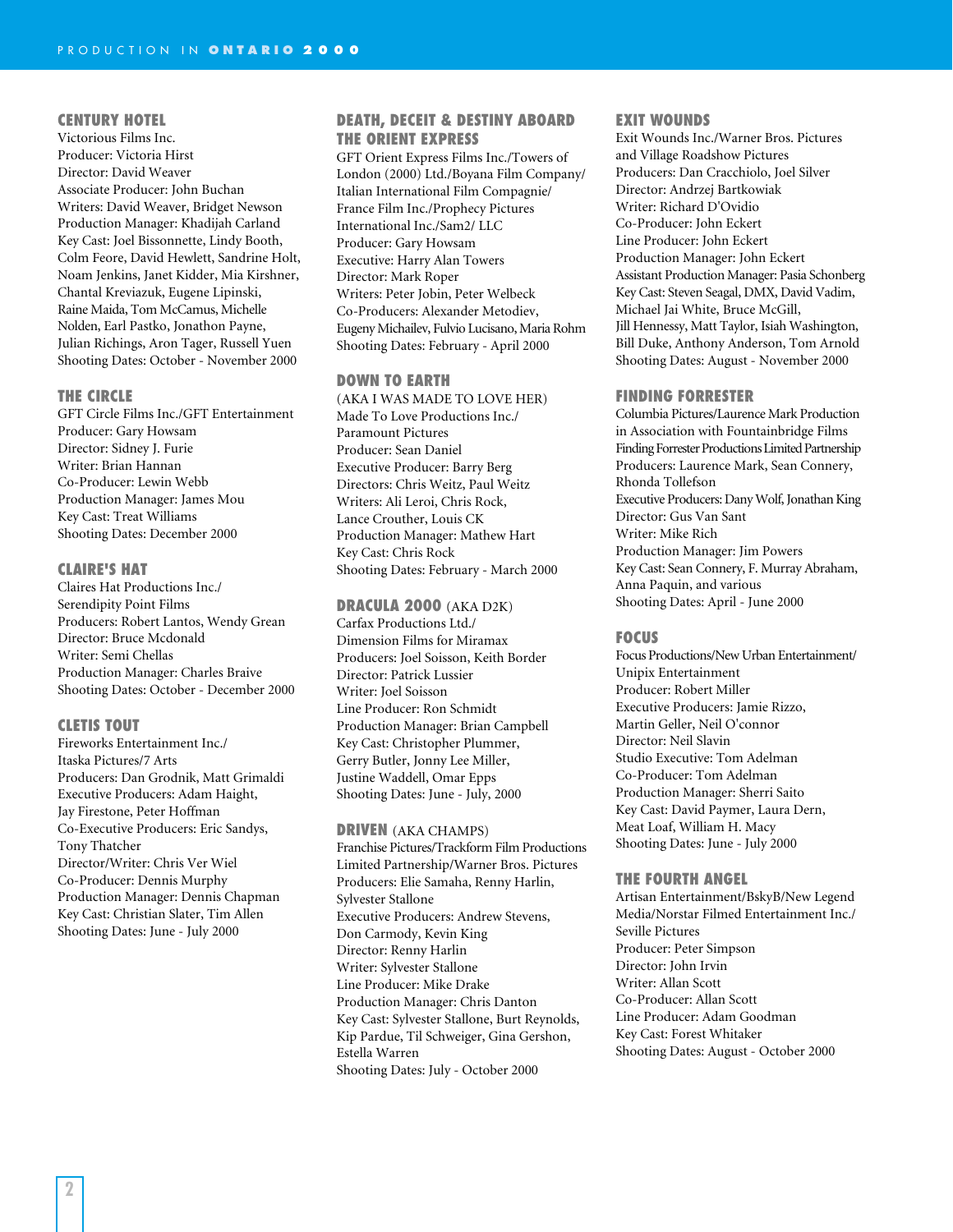## CENTURY HOTEL

Victorious Films Inc.
Producer: Victoria Hirst
Director: David Weaver
Associate Producer: John Buchan
Writers: David Weaver, Bridget Newson
Production Manager: Khadijah Carland
Key Cast: Joel Bissonnette, Lindy Booth, Colm Feore, David Hewlett, Sandrine Holt, Noam Jenkins, Janet Kidder, Mia Kirshner, Chantal Kreviazuk, Eugene Lipinski, Raine Maida, Tom McCamus, Michelle Nolden, Earl Pastko, Jonathon Payne, Julian Richings, Aron Tager, Russell Yuen
Shooting Dates: October - November 2000

## THE CIRCLE

GFT Circle Films Inc./GFT Entertainment
Producer: Gary Howsam
Director: Sidney J. Furie
Writer: Brian Hannan
Co-Producer: Lewin Webb
Production Manager: James Mou
Key Cast: Treat Williams
Shooting Dates: December 2000

## CLAIRE'S HAT

Claires Hat Productions Inc./ Serendipity Point Films
Producers: Robert Lantos, Wendy Grean
Director: Bruce Mcdonald
Writer: Semi Chellas
Production Manager: Charles Braive
Shooting Dates: October - December 2000

## CLETIS TOUT

Fireworks Entertainment Inc./ Itaska Pictures/7 Arts
Producers: Dan Grodnik, Matt Grimaldi
Executive Producers: Adam Haight, Jay Firestone, Peter Hoffman
Co-Executive Producers: Eric Sandys, Tony Thatcher
Director/Writer: Chris Ver Wiel
Co-Producer: Dennis Murphy
Production Manager: Dennis Chapman
Key Cast: Christian Slater, Tim Allen
Shooting Dates: June - July 2000

## DEATH, DECEIT & DESTINY ABOARD THE ORIENT EXPRESS

GFT Orient Express Films Inc./Towers of London (2000) Ltd./Boyana Film Company/ Italian International Film Compagnie/ France Film Inc./Prophecy Pictures International Inc./Sam2/ LLC
Producer: Gary Howsam
Executive: Harry Alan Towers
Director: Mark Roper
Writers: Peter Jobin, Peter Welbeck
Co-Producers: Alexander Metodiev, Eugeny Michailev, Fulvio Lucisano, Maria Rohm
Shooting Dates: February - April 2000

## DOWN TO EARTH

(AKA I WAS MADE TO LOVE HER)
Made To Love Productions Inc./ Paramount Pictures
Producer: Sean Daniel
Executive Producer: Barry Berg
Directors: Chris Weitz, Paul Weitz
Writers: Ali Leroi, Chris Rock, Lance Crouther, Louis CK
Production Manager: Mathew Hart
Key Cast: Chris Rock
Shooting Dates: February - March 2000

## DRACULA 2000 (AKA D2K)

Carfax Productions Ltd./ Dimension Films for Miramax
Producers: Joel Soisson, Keith Border
Director: Patrick Lussier
Writer: Joel Soisson
Line Producer: Ron Schmidt
Production Manager: Brian Campbell
Key Cast: Christopher Plummer, Gerry Butler, Jonny Lee Miller, Justine Waddell, Omar Epps
Shooting Dates: June - July, 2000

## DRIVEN (AKA CHAMPS)

Franchise Pictures/Trackform Film Productions Limited Partnership/Warner Bros. Pictures
Producers: Elie Samaha, Renny Harlin, Sylvester Stallone
Executive Producers: Andrew Stevens, Don Carmody, Kevin King
Director: Renny Harlin
Writer: Sylvester Stallone
Line Producer: Mike Drake
Production Manager: Chris Danton
Key Cast: Sylvester Stallone, Burt Reynolds, Kip Pardue, Til Schweiger, Gina Gershon, Estella Warren
Shooting Dates: July - October 2000

## EXIT WOUNDS

Exit Wounds Inc./Warner Bros. Pictures and Village Roadshow Pictures
Producers: Dan Cracchiolo, Joel Silver
Director: Andrzej Bartkowiak
Writer: Richard D'Ovidio
Co-Producer: John Eckert
Line Producer: John Eckert
Production Manager: John Eckert
Assistant Production Manager: Pasia Schonberg
Key Cast: Steven Seagal, DMX, David Vadim, Michael Jai White, Bruce McGill, Jill Hennessy, Matt Taylor, Isiah Washington, Bill Duke, Anthony Anderson, Tom Arnold
Shooting Dates: August - November 2000

## FINDING FORRESTER

Columbia Pictures/Laurence Mark Production in Association with Fountainbridge Films
Finding Forrester Productions Limited Partnership
Producers: Laurence Mark, Sean Connery, Rhonda Tollefson
Executive Producers: Dany Wolf, Jonathan King
Director: Gus Van Sant
Writer: Mike Rich
Production Manager: Jim Powers
Key Cast: Sean Connery, F. Murray Abraham, Anna Paquin, and various
Shooting Dates: April - June 2000

## FOCUS

Focus Productions/New Urban Entertainment/ Unipix Entertainment
Producer: Robert Miller
Executive Producers: Jamie Rizzo, Martin Geller, Neil O'connor
Director: Neil Slavin
Studio Executive: Tom Adelman
Co-Producer: Tom Adelman
Production Manager: Sherri Saito
Key Cast: David Paymer, Laura Dern, Meat Loaf, William H. Macy
Shooting Dates: June - July 2000

## THE FOURTH ANGEL

Artisan Entertainment/BskyB/New Legend Media/Norstar Filmed Entertainment Inc./ Seville Pictures
Producer: Peter Simpson
Director: John Irvin
Writer: Allan Scott
Co-Producer: Allan Scott
Line Producer: Adam Goodman
Key Cast: Forest Whitaker
Shooting Dates: August - October 2000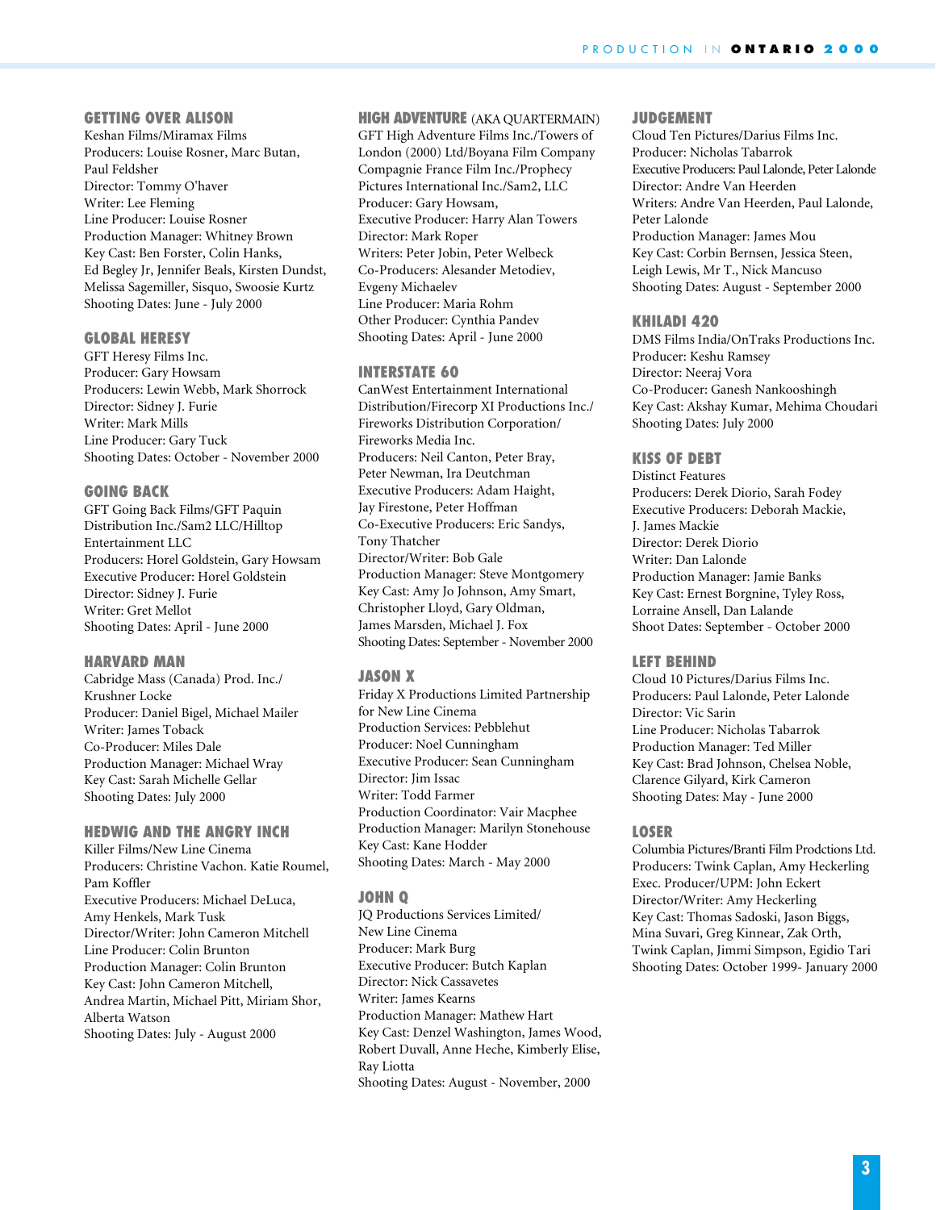## GETTING OVER ALISON

Keshan Films/Miramax Films
Producers: Louise Rosner, Marc Butan, Paul Feldsher
Director: Tommy O'haver
Writer: Lee Fleming
Line Producer: Louise Rosner
Production Manager: Whitney Brown
Key Cast: Ben Forster, Colin Hanks, Ed Begley Jr, Jennifer Beals, Kirsten Dundst, Melissa Sagemiller, Sisquo, Swoosie Kurtz
Shooting Dates: June - July 2000

## GLOBAL HERESY

GFT Heresy Films Inc.
Producer: Gary Howsam
Producers: Lewin Webb, Mark Shorrock
Director: Sidney J. Furie
Writer: Mark Mills
Line Producer: Gary Tuck
Shooting Dates: October - November 2000

## GOING BACK

GFT Going Back Films/GFT Paquin Distribution Inc./Sam2 LLC/Hilltop Entertainment LLC
Producers: Horel Goldstein, Gary Howsam
Executive Producer: Horel Goldstein
Director: Sidney J. Furie
Writer: Gret Mellot
Shooting Dates: April - June 2000

## HARVARD MAN

Cabridge Mass (Canada) Prod. Inc./ Krushner Locke
Producer: Daniel Bigel, Michael Mailer
Writer: James Toback
Co-Producer: Miles Dale
Production Manager: Michael Wray
Key Cast: Sarah Michelle Gellar
Shooting Dates: July 2000

## HEDWIG AND THE ANGRY INCH

Killer Films/New Line Cinema
Producers: Christine Vachon. Katie Roumel, Pam Koffler
Executive Producers: Michael DeLuca, Amy Henkels, Mark Tusk
Director/Writer: John Cameron Mitchell
Line Producer: Colin Brunton
Production Manager: Colin Brunton
Key Cast: John Cameron Mitchell, Andrea Martin, Michael Pitt, Miriam Shor, Alberta Watson
Shooting Dates: July - August 2000

## HIGH ADVENTURE (AKA QUARTERMAIN)

GFT High Adventure Films Inc./Towers of London (2000) Ltd/Boyana Film Company Compagnie France Film Inc./Prophecy Pictures International Inc./Sam2, LLC
Producer: Gary Howsam,
Executive Producer: Harry Alan Towers
Director: Mark Roper
Writers: Peter Jobin, Peter Welbeck
Co-Producers: Alesander Metodiev, Evgeny Michaelev
Line Producer: Maria Rohm
Other Producer: Cynthia Pandev
Shooting Dates: April - June 2000

## INTERSTATE 60

CanWest Entertainment International Distribution/Firecorp XI Productions Inc./ Fireworks Distribution Corporation/ Fireworks Media Inc.
Producers: Neil Canton, Peter Bray, Peter Newman, Ira Deutchman
Executive Producers: Adam Haight, Jay Firestone, Peter Hoffman
Co-Executive Producers: Eric Sandys, Tony Thatcher
Director/Writer: Bob Gale
Production Manager: Steve Montgomery
Key Cast: Amy Jo Johnson, Amy Smart, Christopher Lloyd, Gary Oldman, James Marsden, Michael J. Fox
Shooting Dates: September - November 2000

## JASON X

Friday X Productions Limited Partnership for New Line Cinema
Production Services: Pebblehut
Producer: Noel Cunningham
Executive Producer: Sean Cunningham
Director: Jim Issac
Writer: Todd Farmer
Production Coordinator: Vair Macphee
Production Manager: Marilyn Stonehouse
Key Cast: Kane Hodder
Shooting Dates: March - May 2000

## JOHN Q

JQ Productions Services Limited/ New Line Cinema
Producer: Mark Burg
Executive Producer: Butch Kaplan
Director: Nick Cassavetes
Writer: James Kearns
Production Manager: Mathew Hart
Key Cast: Denzel Washington, James Wood, Robert Duvall, Anne Heche, Kimberly Elise, Ray Liotta
Shooting Dates: August - November, 2000

## JUDGEMENT

Cloud Ten Pictures/Darius Films Inc.
Producer: Nicholas Tabarrok
Executive Producers: Paul Lalonde, Peter Lalonde
Director: Andre Van Heerden
Writers: Andre Van Heerden, Paul Lalonde, Peter Lalonde
Production Manager: James Mou
Key Cast: Corbin Bernsen, Jessica Steen, Leigh Lewis, Mr T., Nick Mancuso
Shooting Dates: August - September 2000

## KHILADI 420

DMS Films India/OnTraks Productions Inc.
Producer: Keshu Ramsey
Director: Neeraj Vora
Co-Producer: Ganesh Nankooshingh
Key Cast: Akshay Kumar, Mehima Choudari
Shooting Dates: July 2000

## KISS OF DEBT

Distinct Features
Producers: Derek Diorio, Sarah Fodey
Executive Producers: Deborah Mackie, J. James Mackie
Director: Derek Diorio
Writer: Dan Lalonde
Production Manager: Jamie Banks
Key Cast: Ernest Borgnine, Tyley Ross, Lorraine Ansell, Dan Lalande
Shoot Dates: September - October 2000

## LEFT BEHIND

Cloud 10 Pictures/Darius Films Inc.
Producers: Paul Lalonde, Peter Lalonde
Director: Vic Sarin
Line Producer: Nicholas Tabarrok
Production Manager: Ted Miller
Key Cast: Brad Johnson, Chelsea Noble, Clarence Gilyard, Kirk Cameron
Shooting Dates: May - June 2000

## LOSER

Columbia Pictures/Branti Film Prodctions Ltd.
Producers: Twink Caplan, Amy Heckerling
Exec. Producer/UPM: John Eckert
Director/Writer: Amy Heckerling
Key Cast: Thomas Sadoski, Jason Biggs, Mina Suvari, Greg Kinnear, Zak Orth, Twink Caplan, Jimmi Simpson, Egidio Tari
Shooting Dates: October 1999- January 2000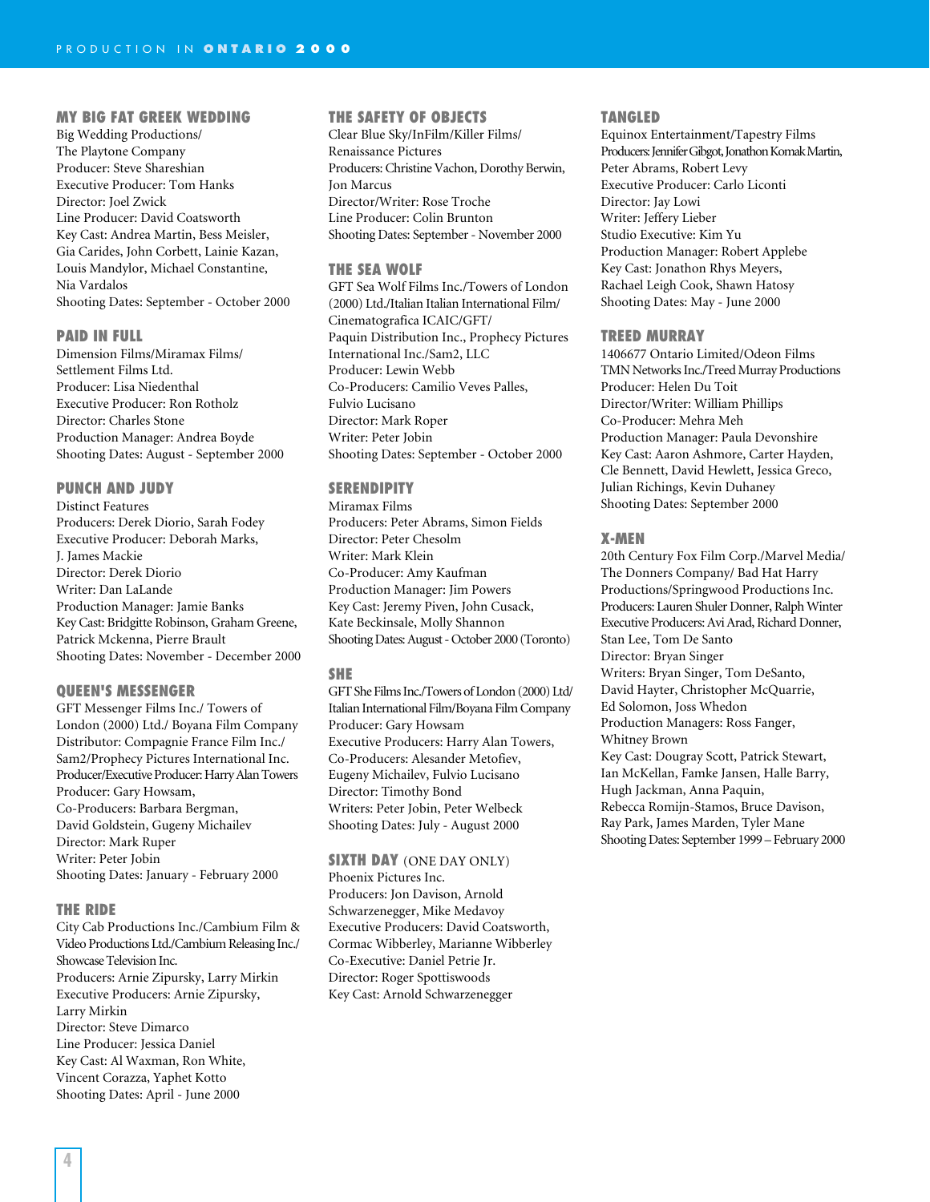## MY BIG FAT GREEK WEDDING

Big Wedding Productions/
The Playtone Company
Producer: Steve Shareshian
Executive Producer: Tom Hanks
Director: Joel Zwick
Line Producer: David Coatsworth
Key Cast: Andrea Martin, Bess Meisler, Gia Carides, John Corbett, Lainie Kazan, Louis Mandylor, Michael Constantine, Nia Vardalos
Shooting Dates: September - October 2000

## PAID IN FULL

Dimension Films/Miramax Films/
Settlement Films Ltd.
Producer: Lisa Niedenthal
Executive Producer: Ron Rotholz
Director: Charles Stone
Production Manager: Andrea Boyde
Shooting Dates: August - September 2000

## PUNCH AND JUDY

Distinct Features
Producers: Derek Diorio, Sarah Fodey
Executive Producer: Deborah Marks, J. James Mackie
Director: Derek Diorio
Writer: Dan LaLande
Production Manager: Jamie Banks
Key Cast: Bridgitte Robinson, Graham Greene, Patrick Mckenna, Pierre Brault
Shooting Dates: November - December 2000

## QUEEN'S MESSENGER

GFT Messenger Films Inc./ Towers of London (2000) Ltd./ Boyana Film Company
Distributor: Compagnie France Film Inc./ Sam2/Prophecy Pictures International Inc.
Producer/Executive Producer: Harry Alan Towers
Producer: Gary Howsam,
Co-Producers: Barbara Bergman, David Goldstein, Gugeny Michailev
Director: Mark Ruper
Writer: Peter Jobin
Shooting Dates: January - February 2000

## THE RIDE

City Cab Productions Inc./Cambium Film & Video Productions Ltd./Cambium Releasing Inc./ Showcase Television Inc.
Producers: Arnie Zipursky, Larry Mirkin
Executive Producers: Arnie Zipursky, Larry Mirkin
Director: Steve Dimarco
Line Producer: Jessica Daniel
Key Cast: Al Waxman, Ron White, Vincent Corazza, Yaphet Kotto
Shooting Dates: April - June 2000

## THE SAFETY OF OBJECTS

Clear Blue Sky/InFilm/Killer Films/
Renaissance Pictures
Producers: Christine Vachon, Dorothy Berwin, Jon Marcus
Director/Writer: Rose Troche
Line Producer: Colin Brunton
Shooting Dates: September - November 2000

## THE SEA WOLF

GFT Sea Wolf Films Inc./Towers of London (2000) Ltd./Italian Italian International Film/ Cinematografica ICAIC/GFT/
Paquin Distribution Inc., Prophecy Pictures International Inc./Sam2, LLC
Producer: Lewin Webb
Co-Producers: Camilio Veves Palles, Fulvio Lucisano
Director: Mark Roper
Writer: Peter Jobin
Shooting Dates: September - October 2000

## SERENDIPITY

Miramax Films
Producers: Peter Abrams, Simon Fields
Director: Peter Chesolm
Writer: Mark Klein
Co-Producer: Amy Kaufman
Production Manager: Jim Powers
Key Cast: Jeremy Piven, John Cusack, Kate Beckinsale, Molly Shannon
Shooting Dates: August - October 2000 (Toronto)

## SHE

GFT She Films Inc./Towers of London (2000) Ltd/ Italian International Film/Boyana Film Company
Producer: Gary Howsam
Executive Producers: Harry Alan Towers,
Co-Producers: Alesander Metofiev, Eugeny Michailev, Fulvio Lucisano
Director: Timothy Bond
Writers: Peter Jobin, Peter Welbeck
Shooting Dates: July - August 2000

## SIXTH DAY (ONE DAY ONLY)

Phoenix Pictures Inc.
Producers: Jon Davison, Arnold Schwarzenegger, Mike Medavoy
Executive Producers: David Coatsworth, Cormac Wibberley, Marianne Wibberley
Co-Executive: Daniel Petrie Jr.
Director: Roger Spottiswoods
Key Cast: Arnold Schwarzenegger

## TANGLED

Equinox Entertainment/Tapestry Films
Producers: Jennifer Gibgot, Jonathon Komak Martin, Peter Abrams, Robert Levy
Executive Producer: Carlo Liconti
Director: Jay Lowi
Writer: Jeffery Lieber
Studio Executive: Kim Yu
Production Manager: Robert Applebe
Key Cast: Jonathon Rhys Meyers, Rachael Leigh Cook, Shawn Hatosy
Shooting Dates: May - June 2000

## TREED MURRAY

1406677 Ontario Limited/Odeon Films
TMN Networks Inc./Treed Murray Productions
Producer: Helen Du Toit
Director/Writer: William Phillips
Co-Producer: Mehra Meh
Production Manager: Paula Devonshire
Key Cast: Aaron Ashmore, Carter Hayden, Cle Bennett, David Hewlett, Jessica Greco, Julian Richings, Kevin Duhaney
Shooting Dates: September 2000

## X-MEN

20th Century Fox Film Corp./Marvel Media/ The Donners Company/ Bad Hat Harry Productions/Springwood Productions Inc.
Producers: Lauren Shuler Donner, Ralph Winter
Executive Producers: Avi Arad, Richard Donner, Stan Lee, Tom De Santo
Director: Bryan Singer
Writers: Bryan Singer, Tom DeSanto, David Hayter, Christopher McQuarrie, Ed Solomon, Joss Whedon
Production Managers: Ross Fanger, Whitney Brown
Key Cast: Dougray Scott, Patrick Stewart, Ian McKellan, Famke Jansen, Halle Barry, Hugh Jackman, Anna Paquin, Rebecca Romijn-Stamos, Bruce Davison, Ray Park, James Marden, Tyler Mane
Shooting Dates: September 1999 – February 2000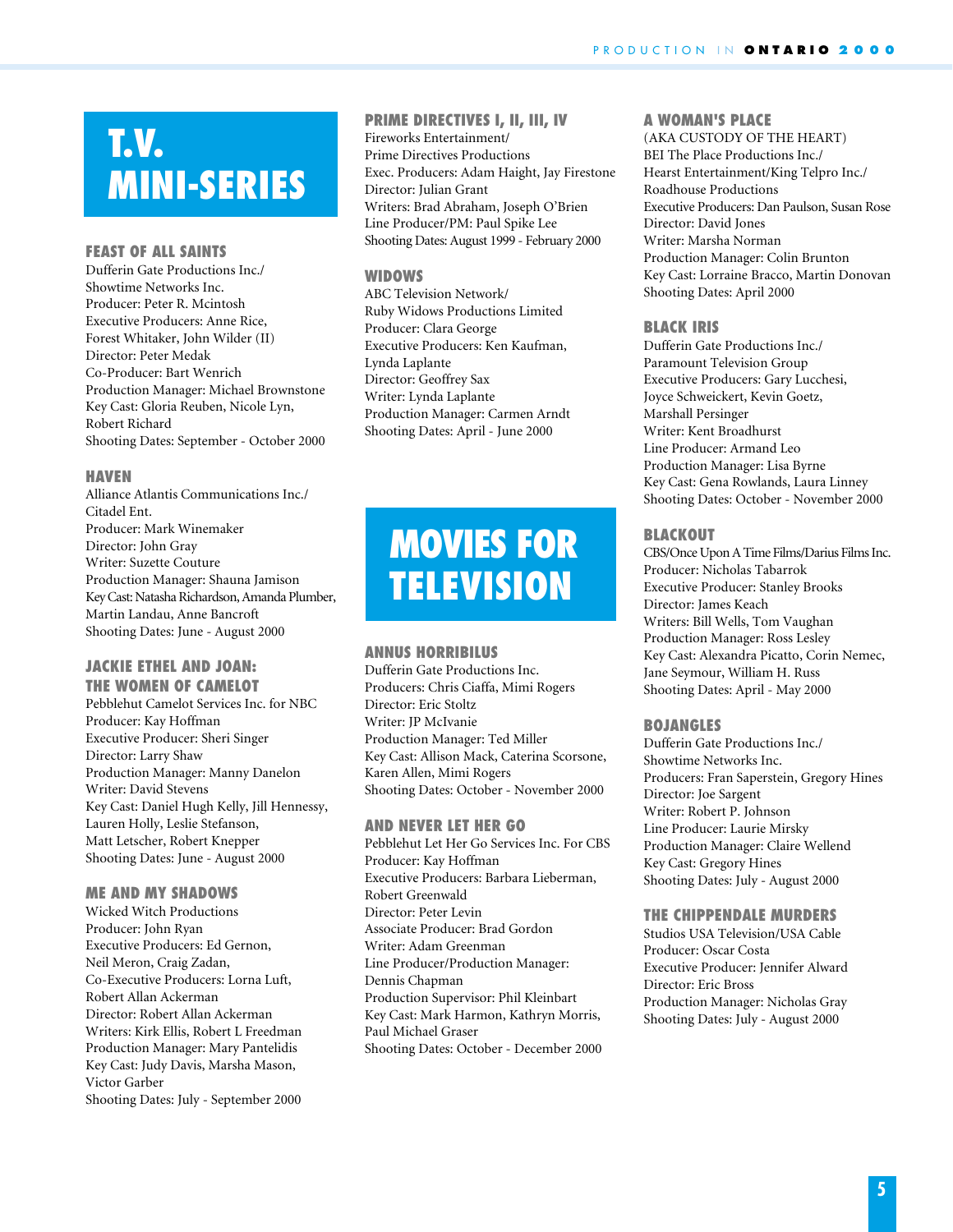# T.V. MINI-SERIES

### FEAST OF ALL SAINTS

Dufferin Gate Productions Inc./
Showtime Networks Inc.
Producer: Peter R. Mcintosh
Executive Producers: Anne Rice, Forest Whitaker, John Wilder (II)
Director: Peter Medak
Co-Producer: Bart Wenrich
Production Manager: Michael Brownstone
Key Cast: Gloria Reuben, Nicole Lyn, Robert Richard
Shooting Dates: September - October 2000

### HAVEN

Alliance Atlantis Communications Inc./
Citadel Ent.
Producer: Mark Winemaker
Director: John Gray
Writer: Suzette Couture
Production Manager: Shauna Jamison
Key Cast: Natasha Richardson, Amanda Plumber, Martin Landau, Anne Bancroft
Shooting Dates: June - August 2000

### JACKIE ETHEL AND JOAN: THE WOMEN OF CAMELOT

Pebblehut Camelot Services Inc. for NBC
Producer: Kay Hoffman
Executive Producer: Sheri Singer
Director: Larry Shaw
Production Manager: Manny Danelon
Writer: David Stevens
Key Cast: Daniel Hugh Kelly, Jill Hennessy, Lauren Holly, Leslie Stefanson, Matt Letscher, Robert Knepper
Shooting Dates: June - August 2000

### ME AND MY SHADOWS

Wicked Witch Productions
Producer: John Ryan
Executive Producers: Ed Gernon, Neil Meron, Craig Zadan,
Co-Executive Producers: Lorna Luft, Robert Allan Ackerman
Director: Robert Allan Ackerman
Writers: Kirk Ellis, Robert L Freedman
Production Manager: Mary Pantelidis
Key Cast: Judy Davis, Marsha Mason, Victor Garber
Shooting Dates: July - September 2000

### PRIME DIRECTIVES I, II, III, IV

Fireworks Entertainment/
Prime Directives Productions
Exec. Producers: Adam Haight, Jay Firestone
Director: Julian Grant
Writers: Brad Abraham, Joseph O'Brien
Line Producer/PM: Paul Spike Lee
Shooting Dates: August 1999 - February 2000

### WIDOWS

ABC Television Network/
Ruby Widows Productions Limited
Producer: Clara George
Executive Producers: Ken Kaufman, Lynda Laplante
Director: Geoffrey Sax
Writer: Lynda Laplante
Production Manager: Carmen Arndt
Shooting Dates: April - June 2000

# MOVIES FOR TELEVISION

### ANNUS HORRIBILUS

Dufferin Gate Productions Inc.
Producers: Chris Ciaffa, Mimi Rogers
Director: Eric Stoltz
Writer: JP McIvanie
Production Manager: Ted Miller
Key Cast: Allison Mack, Caterina Scorsone, Karen Allen, Mimi Rogers
Shooting Dates: October - November 2000

### AND NEVER LET HER GO

Pebblehut Let Her Go Services Inc. For CBS
Producer: Kay Hoffman
Executive Producers: Barbara Lieberman, Robert Greenwald
Director: Peter Levin
Associate Producer: Brad Gordon
Writer: Adam Greenman
Line Producer/Production Manager: Dennis Chapman
Production Supervisor: Phil Kleinbart
Key Cast: Mark Harmon, Kathryn Morris, Paul Michael Graser
Shooting Dates: October - December 2000

### A WOMAN'S PLACE

(AKA CUSTODY OF THE HEART)
BEI The Place Productions Inc./
Hearst Entertainment/King Telpro Inc./
Roadhouse Productions
Executive Producers: Dan Paulson, Susan Rose
Director: David Jones
Writer: Marsha Norman
Production Manager: Colin Brunton
Key Cast: Lorraine Bracco, Martin Donovan
Shooting Dates: April 2000

### BLACK IRIS

Dufferin Gate Productions Inc./
Paramount Television Group
Executive Producers: Gary Lucchesi, Joyce Schweickert, Kevin Goetz, Marshall Persinger
Writer: Kent Broadhurst
Line Producer: Armand Leo
Production Manager: Lisa Byrne
Key Cast: Gena Rowlands, Laura Linney
Shooting Dates: October - November 2000

### BLACKOUT

CBS/Once Upon A Time Films/Darius Films Inc.
Producer: Nicholas Tabarrok
Executive Producer: Stanley Brooks
Director: James Keach
Writers: Bill Wells, Tom Vaughan
Production Manager: Ross Lesley
Key Cast: Alexandra Picatto, Corin Nemec, Jane Seymour, William H. Russ
Shooting Dates: April - May 2000

### BOJANGLES

Dufferin Gate Productions Inc./
Showtime Networks Inc.
Producers: Fran Saperstein, Gregory Hines
Director: Joe Sargent
Writer: Robert P. Johnson
Line Producer: Laurie Mirsky
Production Manager: Claire Wellend
Key Cast: Gregory Hines
Shooting Dates: July - August 2000

### THE CHIPPENDALE MURDERS

Studios USA Television/USA Cable
Producer: Oscar Costa
Executive Producer: Jennifer Alward
Director: Eric Bross
Production Manager: Nicholas Gray
Shooting Dates: July - August 2000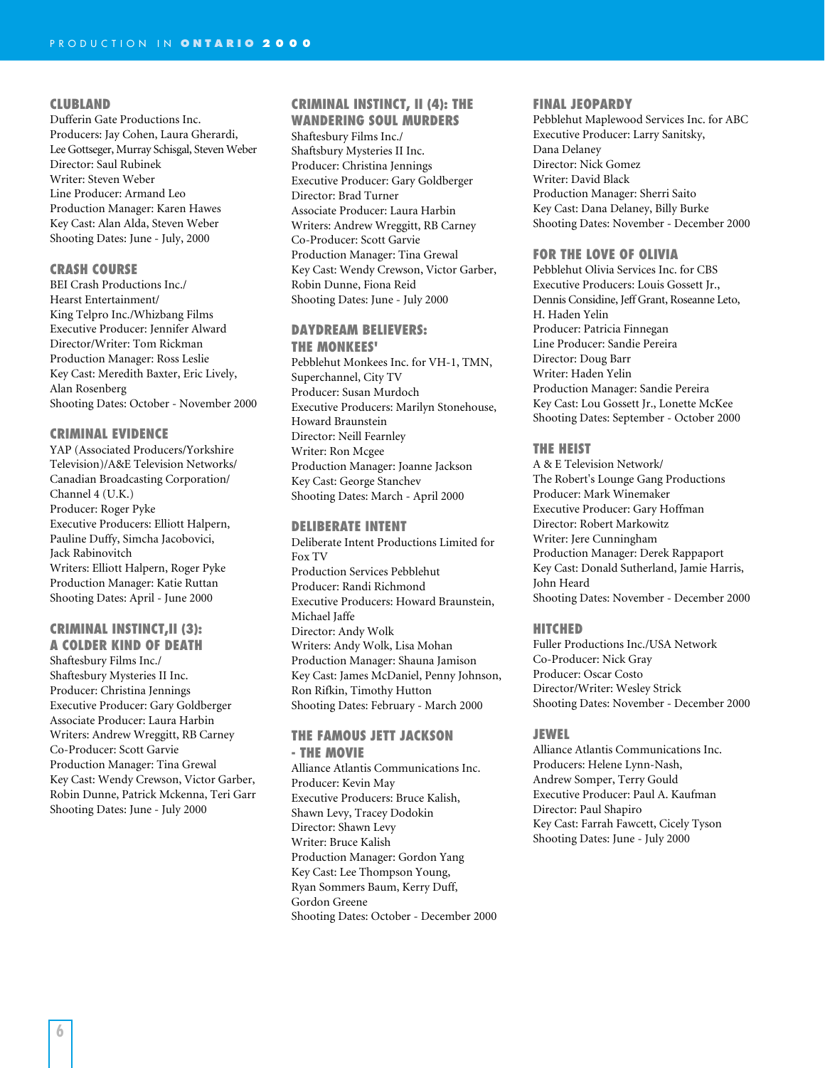### CLUBLAND

Dufferin Gate Productions Inc.
Producers: Jay Cohen, Laura Gherardi, Lee Gottseger, Murray Schisgal, Steven Weber
Director: Saul Rubinek
Writer: Steven Weber
Line Producer: Armand Leo
Production Manager: Karen Hawes
Key Cast: Alan Alda, Steven Weber
Shooting Dates: June - July, 2000

### CRASH COURSE

BEI Crash Productions Inc./
Hearst Entertainment/
King Telpro Inc./Whizbang Films
Executive Producer: Jennifer Alward
Director/Writer: Tom Rickman
Production Manager: Ross Leslie
Key Cast: Meredith Baxter, Eric Lively, Alan Rosenberg
Shooting Dates: October - November 2000

### CRIMINAL EVIDENCE

YAP (Associated Producers/Yorkshire Television)/A&E Television Networks/ Canadian Broadcasting Corporation/ Channel 4 (U.K.)
Producer: Roger Pyke
Executive Producers: Elliott Halpern, Pauline Duffy, Simcha Jacobovici, Jack Rabinovitch
Writers: Elliott Halpern, Roger Pyke
Production Manager: Katie Ruttan
Shooting Dates: April - June 2000

### CRIMINAL INSTINCT,II (3): A COLDER KIND OF DEATH

Shaftesbury Films Inc./
Shaftesbury Mysteries II Inc.
Producer: Christina Jennings
Executive Producer: Gary Goldberger
Associate Producer: Laura Harbin
Writers: Andrew Wreggitt, RB Carney
Co-Producer: Scott Garvie
Production Manager: Tina Grewal
Key Cast: Wendy Crewson, Victor Garber, Robin Dunne, Patrick Mckenna, Teri Garr
Shooting Dates: June - July 2000

### CRIMINAL INSTINCT, II (4): THE WANDERING SOUL MURDERS

Shaftesbury Films Inc./
Shaftesbury Mysteries II Inc.
Producer: Christina Jennings
Executive Producer: Gary Goldberger
Director: Brad Turner
Associate Producer: Laura Harbin
Writers: Andrew Wreggitt, RB Carney
Co-Producer: Scott Garvie
Production Manager: Tina Grewal
Key Cast: Wendy Crewson, Victor Garber, Robin Dunne, Fiona Reid
Shooting Dates: June - July 2000

### DAYDREAM BELIEVERS: THE MONKEES'

Pebblehut Monkees Inc. for VH-1, TMN, Superchannel, City TV
Producer: Susan Murdoch
Executive Producers: Marilyn Stonehouse, Howard Braunstein
Director: Neill Fearnley
Writer: Ron Mcgee
Production Manager: Joanne Jackson
Key Cast: George Stanchev
Shooting Dates: March - April 2000

### DELIBERATE INTENT

Deliberate Intent Productions Limited for Fox TV
Production Services Pebblehut
Producer: Randi Richmond
Executive Producers: Howard Braunstein, Michael Jaffe
Director: Andy Wolk
Writers: Andy Wolk, Lisa Mohan
Production Manager: Shauna Jamison
Key Cast: James McDaniel, Penny Johnson, Ron Rifkin, Timothy Hutton
Shooting Dates: February - March 2000

### THE FAMOUS JETT JACKSON - THE MOVIE

Alliance Atlantis Communications Inc.
Producer: Kevin May
Executive Producers: Bruce Kalish, Shawn Levy, Tracey Dodokin
Director: Shawn Levy
Writer: Bruce Kalish
Production Manager: Gordon Yang
Key Cast: Lee Thompson Young, Ryan Sommers Baum, Kerry Duff, Gordon Greene
Shooting Dates: October - December 2000

### FINAL JEOPARDY

Pebblehut Maplewood Services Inc. for ABC
Executive Producer: Larry Sanitsky, Dana Delaney
Director: Nick Gomez
Writer: David Black
Production Manager: Sherri Saito
Key Cast: Dana Delaney, Billy Burke
Shooting Dates: November - December 2000

### FOR THE LOVE OF OLIVIA

Pebblehut Olivia Services Inc. for CBS
Executive Producers: Louis Gossett Jr., Dennis Considine, Jeff Grant, Roseanne Leto, H. Haden Yelin
Producer: Patricia Finnegan
Line Producer: Sandie Pereira
Director: Doug Barr
Writer: Haden Yelin
Production Manager: Sandie Pereira
Key Cast: Lou Gossett Jr., Lonette McKee
Shooting Dates: September - October 2000

### THE HEIST

A & E Television Network/
The Robert's Lounge Gang Productions
Producer: Mark Winemaker
Executive Producer: Gary Hoffman
Director: Robert Markowitz
Writer: Jere Cunningham
Production Manager: Derek Rappaport
Key Cast: Donald Sutherland, Jamie Harris, John Heard
Shooting Dates: November - December 2000

### HITCHED

Fuller Productions Inc./USA Network
Co-Producer: Nick Gray
Producer: Oscar Costo
Director/Writer: Wesley Strick
Shooting Dates: November - December 2000

### JEWEL

Alliance Atlantis Communications Inc.
Producers: Helene Lynn-Nash, Andrew Somper, Terry Gould
Executive Producer: Paul A. Kaufman
Director: Paul Shapiro
Key Cast: Farrah Fawcett, Cicely Tyson
Shooting Dates: June - July 2000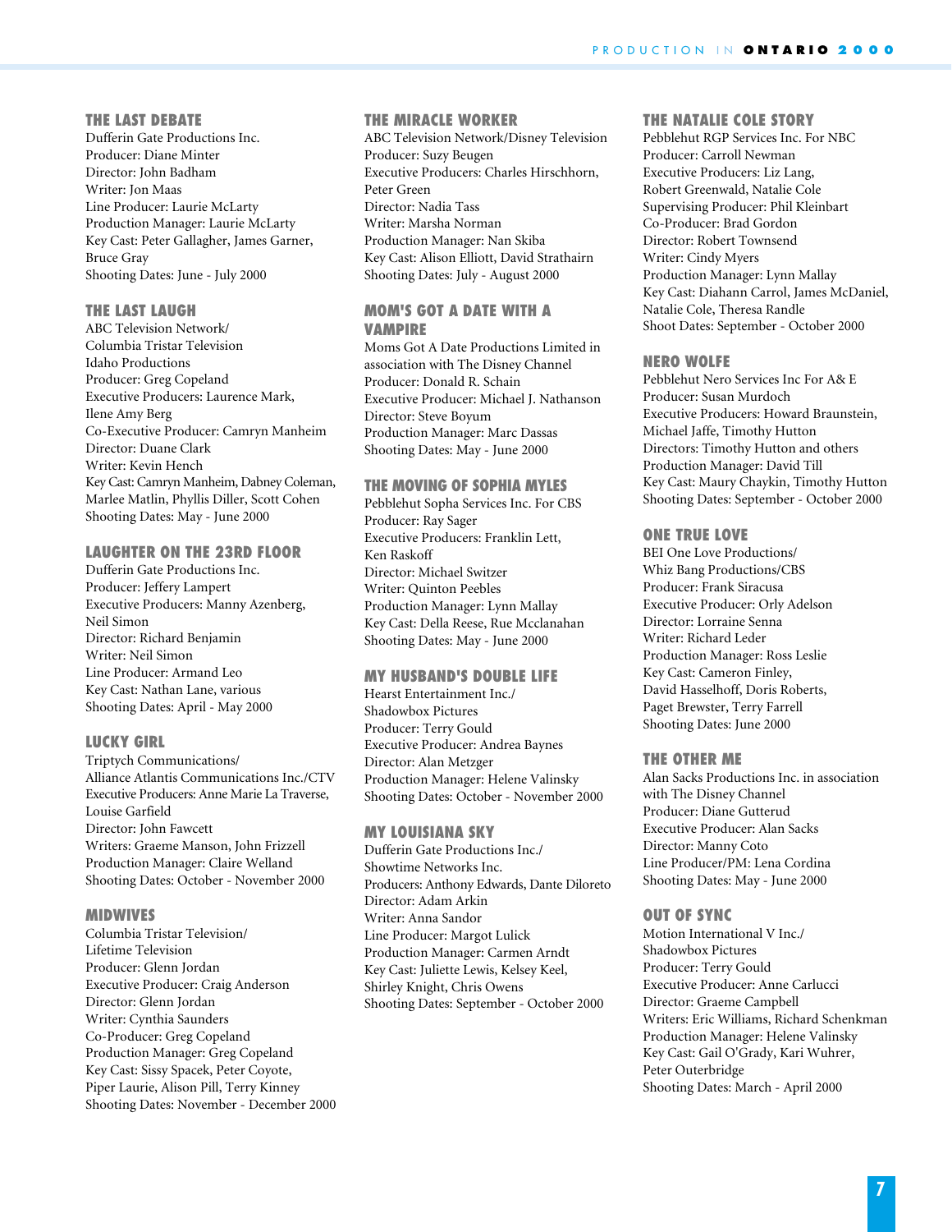### THE LAST DEBATE

Dufferin Gate Productions Inc.
Producer: Diane Minter
Director: John Badham
Writer: Jon Maas
Line Producer: Laurie McLarty
Production Manager: Laurie McLarty
Key Cast: Peter Gallagher, James Garner, Bruce Gray
Shooting Dates: June - July 2000

### THE LAST LAUGH

ABC Television Network/
Columbia Tristar Television
Idaho Productions
Producer: Greg Copeland
Executive Producers: Laurence Mark, Ilene Amy Berg
Co-Executive Producer: Camryn Manheim
Director: Duane Clark
Writer: Kevin Hench
Key Cast: Camryn Manheim, Dabney Coleman, Marlee Matlin, Phyllis Diller, Scott Cohen
Shooting Dates: May - June 2000

### LAUGHTER ON THE 23RD FLOOR

Dufferin Gate Productions Inc.
Producer: Jeffery Lampert
Executive Producers: Manny Azenberg, Neil Simon
Director: Richard Benjamin
Writer: Neil Simon
Line Producer: Armand Leo
Key Cast: Nathan Lane, various
Shooting Dates: April - May 2000

### LUCKY GIRL

Triptych Communications/
Alliance Atlantis Communications Inc./CTV
Executive Producers: Anne Marie La Traverse, Louise Garfield
Director: John Fawcett
Writers: Graeme Manson, John Frizzell
Production Manager: Claire Welland
Shooting Dates: October - November 2000

### MIDWIVES

Columbia Tristar Television/
Lifetime Television
Producer: Glenn Jordan
Executive Producer: Craig Anderson
Director: Glenn Jordan
Writer: Cynthia Saunders
Co-Producer: Greg Copeland
Production Manager: Greg Copeland
Key Cast: Sissy Spacek, Peter Coyote, Piper Laurie, Alison Pill, Terry Kinney
Shooting Dates: November - December 2000

### THE MIRACLE WORKER

ABC Television Network/Disney Television
Producer: Suzy Beugen
Executive Producers: Charles Hirschhorn, Peter Green
Director: Nadia Tass
Writer: Marsha Norman
Production Manager: Nan Skiba
Key Cast: Alison Elliott, David Strathairn
Shooting Dates: July - August 2000

### MOM'S GOT A DATE WITH A VAMPIRE

Moms Got A Date Productions Limited in association with The Disney Channel
Producer: Donald R. Schain
Executive Producer: Michael J. Nathanson
Director: Steve Boyum
Production Manager: Marc Dassas
Shooting Dates: May - June 2000

### THE MOVING OF SOPHIA MYLES

Pebblehut Sopha Services Inc. For CBS
Producer: Ray Sager
Executive Producers: Franklin Lett, Ken Raskoff
Director: Michael Switzer
Writer: Quinton Peebles
Production Manager: Lynn Mallay
Key Cast: Della Reese, Rue Mcclanahan
Shooting Dates: May - June 2000

### MY HUSBAND'S DOUBLE LIFE

Hearst Entertainment Inc./
Shadowbox Pictures
Producer: Terry Gould
Executive Producer: Andrea Baynes
Director: Alan Metzger
Production Manager: Helene Valinsky
Shooting Dates: October - November 2000

### MY LOUISIANA SKY

Dufferin Gate Productions Inc./
Showtime Networks Inc.
Producers: Anthony Edwards, Dante Diloreto
Director: Adam Arkin
Writer: Anna Sandor
Line Producer: Margot Lulick
Production Manager: Carmen Arndt
Key Cast: Juliette Lewis, Kelsey Keel, Shirley Knight, Chris Owens
Shooting Dates: September - October 2000

### THE NATALIE COLE STORY

Pebblehut RGP Services Inc. For NBC
Producer: Carroll Newman
Executive Producers: Liz Lang, Robert Greenwald, Natalie Cole
Supervising Producer: Phil Kleinbart
Co-Producer: Brad Gordon
Director: Robert Townsend
Writer: Cindy Myers
Production Manager: Lynn Mallay
Key Cast: Diahann Carrol, James McDaniel, Natalie Cole, Theresa Randle
Shoot Dates: September - October 2000

### NERO WOLFE

Pebblehut Nero Services Inc For A& E
Producer: Susan Murdoch
Executive Producers: Howard Braunstein, Michael Jaffe, Timothy Hutton
Directors: Timothy Hutton and others
Production Manager: David Till
Key Cast: Maury Chaykin, Timothy Hutton
Shooting Dates: September - October 2000

### ONE TRUE LOVE

BEI One Love Productions/
Whiz Bang Productions/CBS
Producer: Frank Siracusa
Executive Producer: Orly Adelson
Director: Lorraine Senna
Writer: Richard Leder
Production Manager: Ross Leslie
Key Cast: Cameron Finley, David Hasselhoff, Doris Roberts, Paget Brewster, Terry Farrell
Shooting Dates: June 2000

### THE OTHER ME

Alan Sacks Productions Inc. in association with The Disney Channel
Producer: Diane Gutterud
Executive Producer: Alan Sacks
Director: Manny Coto
Line Producer/PM: Lena Cordina
Shooting Dates: May - June 2000

### OUT OF SYNC

Motion International V Inc./
Shadowbox Pictures
Producer: Terry Gould
Executive Producer: Anne Carlucci
Director: Graeme Campbell
Writers: Eric Williams, Richard Schenkman
Production Manager: Helene Valinsky
Key Cast: Gail O'Grady, Kari Wuhrer, Peter Outerbridge
Shooting Dates: March - April 2000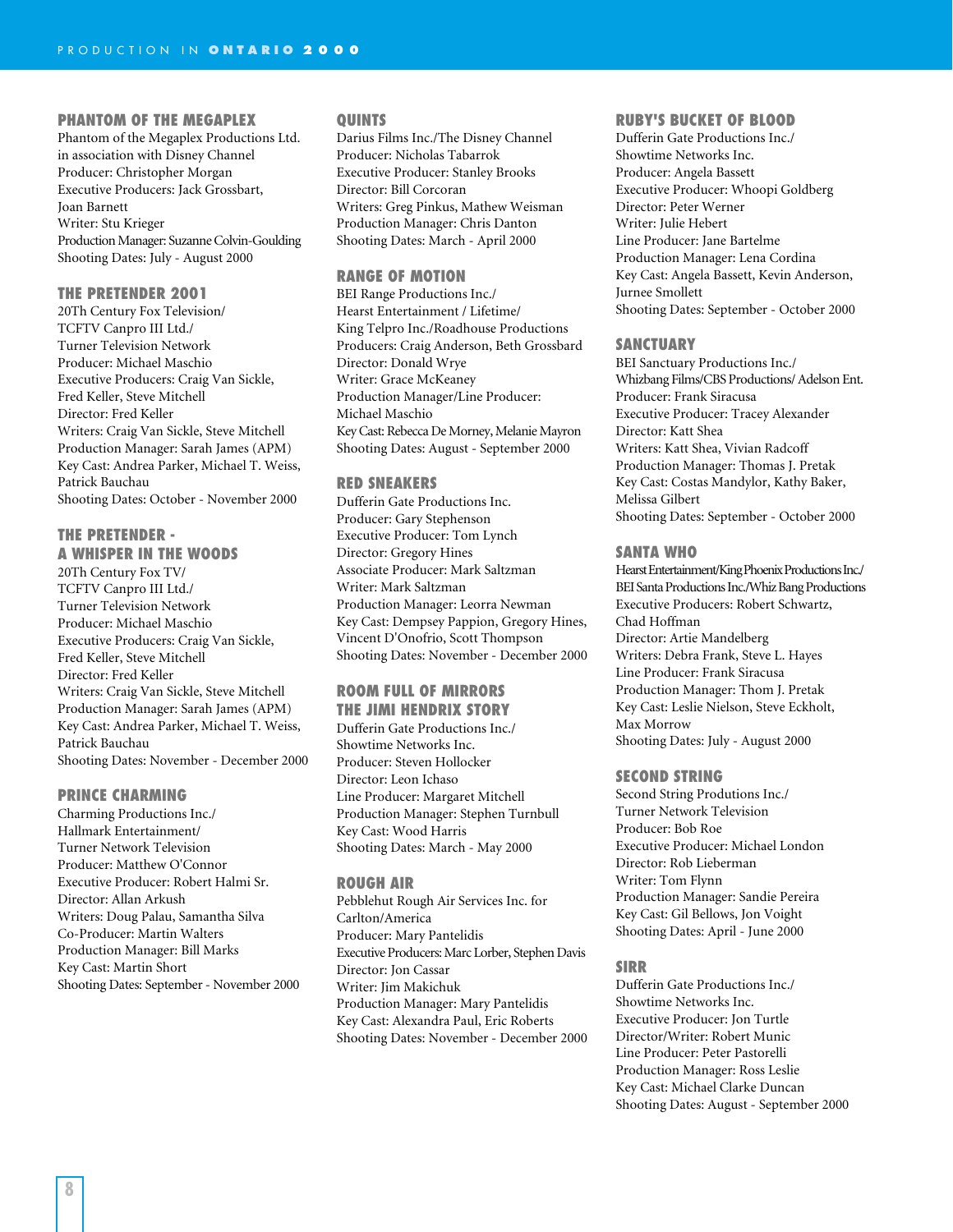## PHANTOM OF THE MEGAPLEX

Phantom of the Megaplex Productions Ltd. in association with Disney Channel
Producer: Christopher Morgan
Executive Producers: Jack Grossbart, Joan Barnett
Writer: Stu Krieger
Production Manager: Suzanne Colvin-Goulding
Shooting Dates: July - August 2000

## THE PRETENDER 2001

20Th Century Fox Television/
TCFTV Canpro III Ltd./
Turner Television Network
Producer: Michael Maschio
Executive Producers: Craig Van Sickle, Fred Keller, Steve Mitchell
Director: Fred Keller
Writers: Craig Van Sickle, Steve Mitchell
Production Manager: Sarah James (APM)
Key Cast: Andrea Parker, Michael T. Weiss, Patrick Bauchau
Shooting Dates: October - November 2000

## THE PRETENDER - A WHISPER IN THE WOODS

20Th Century Fox TV/
TCFTV Canpro III Ltd./
Turner Television Network
Producer: Michael Maschio
Executive Producers: Craig Van Sickle, Fred Keller, Steve Mitchell
Director: Fred Keller
Writers: Craig Van Sickle, Steve Mitchell
Production Manager: Sarah James (APM)
Key Cast: Andrea Parker, Michael T. Weiss, Patrick Bauchau
Shooting Dates: November - December 2000

## PRINCE CHARMING

Charming Productions Inc./
Hallmark Entertainment/
Turner Network Television
Producer: Matthew O'Connor
Executive Producer: Robert Halmi Sr.
Director: Allan Arkush
Writers: Doug Palau, Samantha Silva
Co-Producer: Martin Walters
Production Manager: Bill Marks
Key Cast: Martin Short
Shooting Dates: September - November 2000

## QUINTS

Darius Films Inc./The Disney Channel
Producer: Nicholas Tabarrok
Executive Producer: Stanley Brooks
Director: Bill Corcoran
Writers: Greg Pinkus, Mathew Weisman
Production Manager: Chris Danton
Shooting Dates: March - April 2000

## RANGE OF MOTION

BEI Range Productions Inc./
Hearst Entertainment / Lifetime/
King Telpro Inc./Roadhouse Productions
Producers: Craig Anderson, Beth Grossbard
Director: Donald Wrye
Writer: Grace McKeaney
Production Manager/Line Producer: Michael Maschio
Key Cast: Rebecca De Morney, Melanie Mayron
Shooting Dates: August - September 2000

## RED SNEAKERS

Dufferin Gate Productions Inc.
Producer: Gary Stephenson
Executive Producer: Tom Lynch
Director: Gregory Hines
Associate Producer: Mark Saltzman
Writer: Mark Saltzman
Production Manager: Leorra Newman
Key Cast: Dempsey Pappion, Gregory Hines, Vincent D'Onofrio, Scott Thompson
Shooting Dates: November - December 2000

## ROOM FULL OF MIRRORS THE JIMI HENDRIX STORY

Dufferin Gate Productions Inc./
Showtime Networks Inc.
Producer: Steven Hollocker
Director: Leon Ichaso
Line Producer: Margaret Mitchell
Production Manager: Stephen Turnbull
Key Cast: Wood Harris
Shooting Dates: March - May 2000

## ROUGH AIR

Pebblehut Rough Air Services Inc. for Carlton/America
Producer: Mary Pantelidis
Executive Producers: Marc Lorber, Stephen Davis
Director: Jon Cassar
Writer: Jim Makichuk
Production Manager: Mary Pantelidis
Key Cast: Alexandra Paul, Eric Roberts
Shooting Dates: November - December 2000

## RUBY'S BUCKET OF BLOOD

Dufferin Gate Productions Inc./
Showtime Networks Inc.
Producer: Angela Bassett
Executive Producer: Whoopi Goldberg
Director: Peter Werner
Writer: Julie Hebert
Line Producer: Jane Bartelme
Production Manager: Lena Cordina
Key Cast: Angela Bassett, Kevin Anderson, Jurnee Smollett
Shooting Dates: September - October 2000

## SANCTUARY

BEI Sanctuary Productions Inc./
Whizbang Films/CBS Productions/ Adelson Ent.
Producer: Frank Siracusa
Executive Producer: Tracey Alexander
Director: Katt Shea
Writers: Katt Shea, Vivian Radcoff
Production Manager: Thomas J. Pretak
Key Cast: Costas Mandylor, Kathy Baker, Melissa Gilbert
Shooting Dates: September - October 2000

## SANTA WHO

Hearst Entertainment/King Phoenix Productions Inc./
BEI Santa Productions Inc./Whiz Bang Productions
Executive Producers: Robert Schwartz, Chad Hoffman
Director: Artie Mandelberg
Writers: Debra Frank, Steve L. Hayes
Line Producer: Frank Siracusa
Production Manager: Thom J. Pretak
Key Cast: Leslie Nielson, Steve Eckholt, Max Morrow
Shooting Dates: July - August 2000

## SECOND STRING

Second String Produtions Inc./
Turner Network Television
Producer: Bob Roe
Executive Producer: Michael London
Director: Rob Lieberman
Writer: Tom Flynn
Production Manager: Sandie Pereira
Key Cast: Gil Bellows, Jon Voight
Shooting Dates: April - June 2000

## SIRR

Dufferin Gate Productions Inc./
Showtime Networks Inc.
Executive Producer: Jon Turtle
Director/Writer: Robert Munic
Line Producer: Peter Pastorelli
Production Manager: Ross Leslie
Key Cast: Michael Clarke Duncan
Shooting Dates: August - September 2000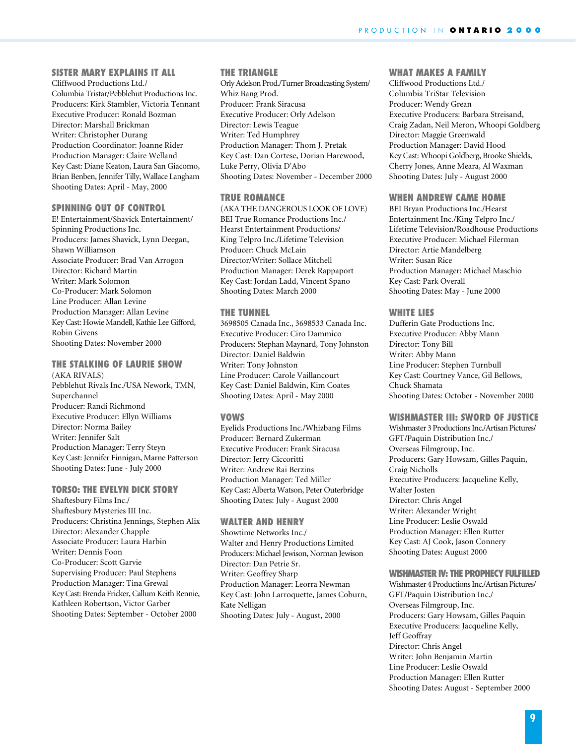### SISTER MARY EXPLAINS IT ALL

Cliffwood Productions Ltd./
Columbia Tristar/Pebblehut Productions Inc.
Producers: Kirk Stambler, Victoria Tennant
Executive Producer: Ronald Bozman
Director: Marshall Brickman
Writer: Christopher Durang
Production Coordinator: Joanne Rider
Production Manager: Claire Welland
Key Cast: Diane Keaton, Laura San Giacomo, Brian Benben, Jennifer Tilly, Wallace Langham
Shooting Dates: April - May, 2000

### SPINNING OUT OF CONTROL

E! Entertainment/Shavick Entertainment/
Spinning Productions Inc.
Producers: James Shavick, Lynn Deegan, Shawn Williamson
Associate Producer: Brad Van Arrogon
Director: Richard Martin
Writer: Mark Solomon
Co-Producer: Mark Solomon
Line Producer: Allan Levine
Production Manager: Allan Levine
Key Cast: Howie Mandell, Kathie Lee Gifford, Robin Givens
Shooting Dates: November 2000

### THE STALKING OF LAURIE SHOW

(AKA RIVALS)
Pebblehut Rivals Inc./USA Nework, TMN, Superchannel
Producer: Randi Richmond
Executive Producer: Ellyn Williams
Director: Norma Bailey
Writer: Jennifer Salt
Production Manager: Terry Steyn
Key Cast: Jennifer Finnigan, Marne Patterson
Shooting Dates: June - July 2000

### TORSO: THE EVELYN DICK STORY

Shaftesbury Films Inc./
Shaftesbury Mysteries III Inc.
Producers: Christina Jennings, Stephen Alix
Director: Alexander Chapple
Associate Producer: Laura Harbin
Writer: Dennis Foon
Co-Producer: Scott Garvie
Supervising Producer: Paul Stephens
Production Manager: Tina Grewal
Key Cast: Brenda Fricker, Callum Keith Rennie, Kathleen Robertson, Victor Garber
Shooting Dates: September - October 2000

### THE TRIANGLE

Orly Adelson Prod./Turner Broadcasting System/
Whiz Bang Prod.
Producer: Frank Siracusa
Executive Producer: Orly Adelson
Director: Lewis Teague
Writer: Ted Humphrey
Production Manager: Thom J. Pretak
Key Cast: Dan Cortese, Dorian Harewood, Luke Perry, Olivia D'Abo
Shooting Dates: November - December 2000

### TRUE ROMANCE

(AKA THE DANGEROUS LOOK OF LOVE)
BEI True Romance Productions Inc./
Hearst Entertainment Productions/
King Telpro Inc./Lifetime Television
Producer: Chuck McLain
Director/Writer: Sollace Mitchell
Production Manager: Derek Rappaport
Key Cast: Jordan Ladd, Vincent Spano
Shooting Dates: March 2000

### THE TUNNEL

3698505 Canada Inc., 3698533 Canada Inc.
Executive Producer: Ciro Dammico
Producers: Stephan Maynard, Tony Johnston
Director: Daniel Baldwin
Writer: Tony Johnston
Line Producer: Carole Vaillancourt
Key Cast: Daniel Baldwin, Kim Coates
Shooting Dates: April - May 2000

### VOWS

Eyelids Productions Inc./Whizbang Films
Producer: Bernard Zukerman
Executive Producer: Frank Siracusa
Director: Jerry Ciccoritti
Writer: Andrew Rai Berzins
Production Manager: Ted Miller
Key Cast: Alberta Watson, Peter Outerbridge
Shooting Dates: July - August 2000

### WALTER AND HENRY

Showtime Networks Inc./
Walter and Henry Productions Limited
Producers: Michael Jewison, Norman Jewison
Director: Dan Petrie Sr.
Writer: Geoffrey Sharp
Production Manager: Leorra Newman
Key Cast: John Larroquette, James Coburn, Kate Nelligan
Shooting Dates: July - August, 2000

### WHAT MAKES A FAMILY

Cliffwood Productions Ltd./
Columbia TriStar Television
Producer: Wendy Grean
Executive Producers: Barbara Streisand, Craig Zadan, Neil Meron, Whoopi Goldberg
Director: Maggie Greenwald
Production Manager: David Hood
Key Cast: Whoopi Goldberg, Brooke Shields, Cherry Jones, Anne Meara, Al Waxman
Shooting Dates: July - August 2000

### WHEN ANDREW CAME HOME

BEI Bryan Productions Inc./Hearst Entertainment Inc./King Telpro Inc./
Lifetime Television/Roadhouse Productions
Executive Producer: Michael Filerman
Director: Artie Mandelberg
Writer: Susan Rice
Production Manager: Michael Maschio
Key Cast: Park Overall
Shooting Dates: May - June 2000

### WHITE LIES

Dufferin Gate Productions Inc.
Executive Producer: Abby Mann
Director: Tony Bill
Writer: Abby Mann
Line Producer: Stephen Turnbull
Key Cast: Courtney Vance, Gil Bellows, Chuck Shamata
Shooting Dates: October - November 2000

### WISHMASTER III: SWORD OF JUSTICE

Wishmaster 3 Productions Inc./Artisan Pictures/
GFT/Paquin Distribution Inc./
Overseas Filmgroup, Inc.
Producers: Gary Howsam, Gilles Paquin, Craig Nicholls
Executive Producers: Jacqueline Kelly, Walter Josten
Director: Chris Angel
Writer: Alexander Wright
Line Producer: Leslie Oswald
Production Manager: Ellen Rutter
Key Cast: AJ Cook, Jason Connery
Shooting Dates: August 2000

### WISHMASTER IV: THE PROPHECY FULFILLED

Wishmaster 4 Productions Inc./Artisan Pictures/
GFT/Paquin Distribution Inc./
Overseas Filmgroup, Inc.
Producers: Gary Howsam, Gilles Paquin
Executive Producers: Jacqueline Kelly, Jeff Geoffray
Director: Chris Angel
Writer: John Benjamin Martin
Line Producer: Leslie Oswald
Production Manager: Ellen Rutter
Shooting Dates: August - September 2000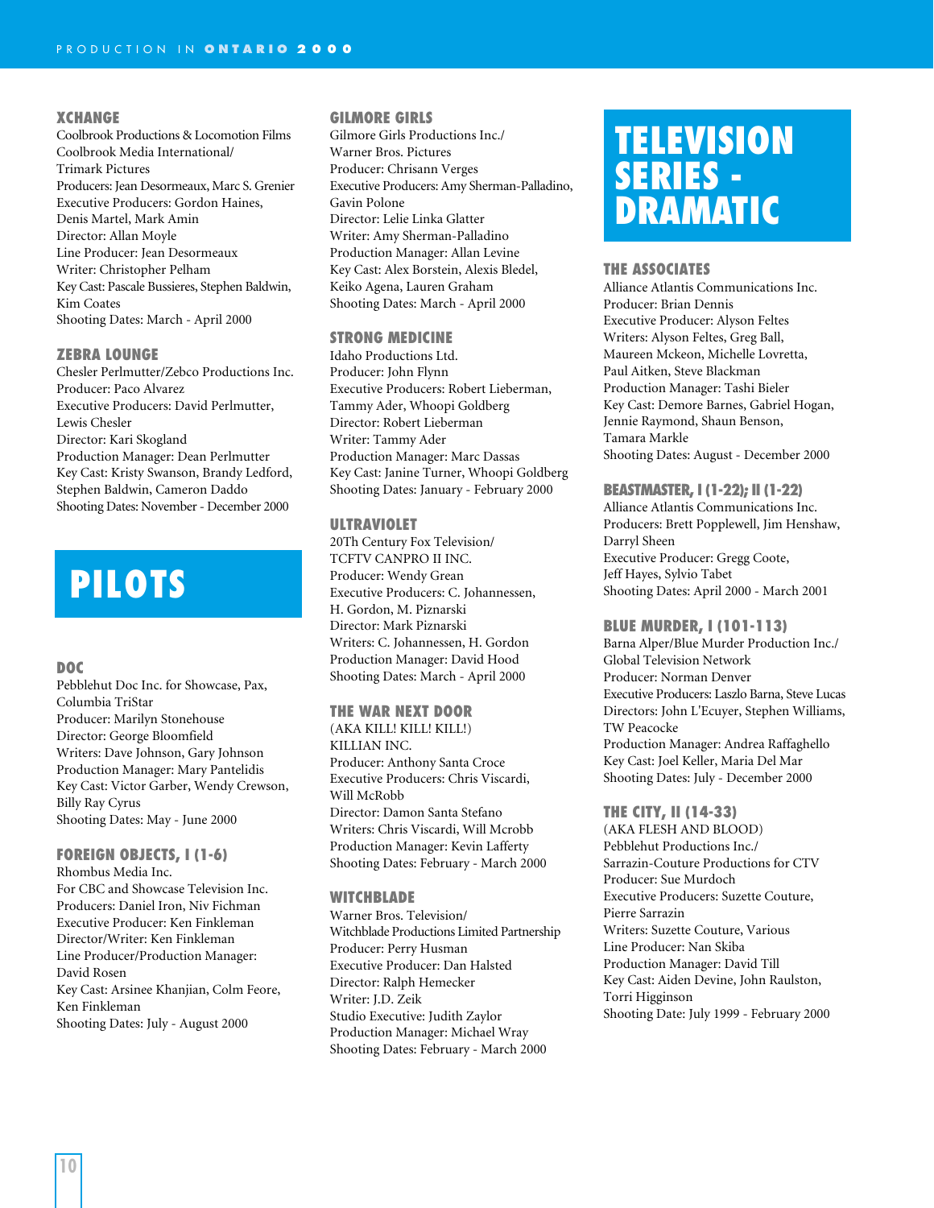### XCHANGE
Coolbrook Productions & Locomotion Films
Coolbrook Media International/
Trimark Pictures
Producers: Jean Desormeaux, Marc S. Grenier
Executive Producers: Gordon Haines,
Denis Martel, Mark Amin
Director: Allan Moyle
Line Producer: Jean Desormeaux
Writer: Christopher Pelham
Key Cast: Pascale Bussieres, Stephen Baldwin,
Kim Coates
Shooting Dates: March - April 2000

### ZEBRA LOUNGE
Chesler Perlmutter/Zebco Productions Inc.
Producer: Paco Alvarez
Executive Producers: David Perlmutter,
Lewis Chesler
Director: Kari Skogland
Production Manager: Dean Perlmutter
Key Cast: Kristy Swanson, Brandy Ledford,
Stephen Baldwin, Cameron Daddo
Shooting Dates: November - December 2000

## PILOTS

### DOC
Pebblehut Doc Inc. for Showcase, Pax,
Columbia TriStar
Producer: Marilyn Stonehouse
Director: George Bloomfield
Writers: Dave Johnson, Gary Johnson
Production Manager: Mary Pantelidis
Key Cast: Victor Garber, Wendy Crewson,
Billy Ray Cyrus
Shooting Dates: May - June 2000

### FOREIGN OBJECTS, I (1-6)
Rhombus Media Inc.
For CBC and Showcase Television Inc.
Producers: Daniel Iron, Niv Fichman
Executive Producer: Ken Finkleman
Director/Writer: Ken Finkleman
Line Producer/Production Manager:
David Rosen
Key Cast: Arsinee Khanjian, Colm Feore,
Ken Finkleman
Shooting Dates: July - August 2000

### GILMORE GIRLS
Gilmore Girls Productions Inc./
Warner Bros. Pictures
Producer: Chrisann Verges
Executive Producers: Amy Sherman-Palladino,
Gavin Polone
Director: Lelie Linka Glatter
Writer: Amy Sherman-Palladino
Production Manager: Allan Levine
Key Cast: Alex Borstein, Alexis Bledel,
Keiko Agena, Lauren Graham
Shooting Dates: March - April 2000

### STRONG MEDICINE
Idaho Productions Ltd.
Producer: John Flynn
Executive Producers: Robert Lieberman,
Tammy Ader, Whoopi Goldberg
Director: Robert Lieberman
Writer: Tammy Ader
Production Manager: Marc Dassas
Key Cast: Janine Turner, Whoopi Goldberg
Shooting Dates: January - February 2000

### ULTRAVIOLET
20Th Century Fox Television/
TCFTV CANPRO II INC.
Producer: Wendy Grean
Executive Producers: C. Johannessen,
H. Gordon, M. Piznarski
Director: Mark Piznarski
Writers: C. Johannessen, H. Gordon
Production Manager: David Hood
Shooting Dates: March - April 2000

### THE WAR NEXT DOOR
(AKA KILL! KILL! KILL!)
KILLIAN INC.
Producer: Anthony Santa Croce
Executive Producers: Chris Viscardi,
Will McRobb
Director: Damon Santa Stefano
Writers: Chris Viscardi, Will Mcrobb
Production Manager: Kevin Lafferty
Shooting Dates: February - March 2000

### WITCHBLADE
Warner Bros. Television/
Witchblade Productions Limited Partnership
Producer: Perry Husman
Executive Producer: Dan Halsted
Director: Ralph Hemecker
Writer: J.D. Zeik
Studio Executive: Judith Zaylor
Production Manager: Michael Wray
Shooting Dates: February - March 2000

## TELEVISION SERIES - DRAMATIC

### THE ASSOCIATES
Alliance Atlantis Communications Inc.
Producer: Brian Dennis
Executive Producer: Alyson Feltes
Writers: Alyson Feltes, Greg Ball,
Maureen Mckeon, Michelle Lovretta,
Paul Aitken, Steve Blackman
Production Manager: Tashi Bieler
Key Cast: Demore Barnes, Gabriel Hogan,
Jennie Raymond, Shaun Benson,
Tamara Markle
Shooting Dates: August - December 2000

### BEASTMASTER, I (1-22); II (1-22)
Alliance Atlantis Communications Inc.
Producers: Brett Popplewell, Jim Henshaw,
Darryl Sheen
Executive Producer: Gregg Coote,
Jeff Hayes, Sylvio Tabet
Shooting Dates: April 2000 - March 2001

### BLUE MURDER, I (101-113)
Barna Alper/Blue Murder Production Inc./
Global Television Network
Producer: Norman Denver
Executive Producers: Laszlo Barna, Steve Lucas
Directors: John L'Ecuyer, Stephen Williams,
TW Peacocke
Production Manager: Andrea Raffaghello
Key Cast: Joel Keller, Maria Del Mar
Shooting Dates: July - December 2000

### THE CITY, II (14-33)
(AKA FLESH AND BLOOD)
Pebblehut Productions Inc./
Sarrazin-Couture Productions for CTV
Producer: Sue Murdoch
Executive Producers: Suzette Couture,
Pierre Sarrazin
Writers: Suzette Couture, Various
Line Producer: Nan Skiba
Production Manager: David Till
Key Cast: Aiden Devine, John Raulston,
Torri Higginson
Shooting Date: July 1999 - February 2000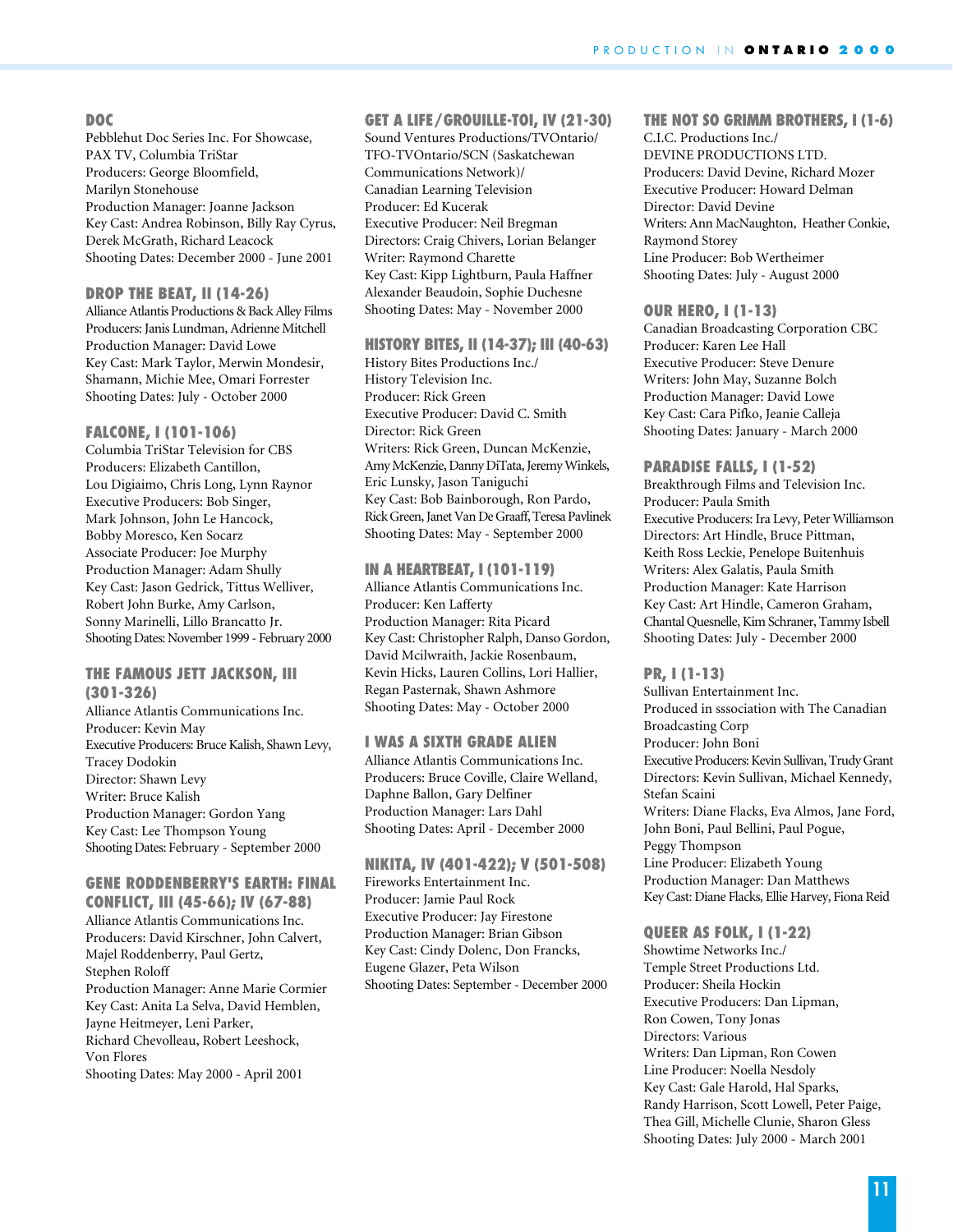### DOC

Pebblehut Doc Series Inc. For Showcase, PAX TV, Columbia TriStar
Producers: George Bloomfield, Marilyn Stonehouse
Production Manager: Joanne Jackson
Key Cast: Andrea Robinson, Billy Ray Cyrus, Derek McGrath, Richard Leacock
Shooting Dates: December 2000 - June 2001

### DROP THE BEAT, II (14-26)

Alliance Atlantis Productions & Back Alley Films
Producers: Janis Lundman, Adrienne Mitchell
Production Manager: David Lowe
Key Cast: Mark Taylor, Merwin Mondesir, Shamann, Michie Mee, Omari Forrester
Shooting Dates: July - October 2000

### FALCONE, I (101-106)

Columbia TriStar Television for CBS
Producers: Elizabeth Cantillon, Lou Digiaimo, Chris Long, Lynn Raynor
Executive Producers: Bob Singer, Mark Johnson, John Le Hancock, Bobby Moresco, Ken Socarz
Associate Producer: Joe Murphy
Production Manager: Adam Shully
Key Cast: Jason Gedrick, Tittus Welliver, Robert John Burke, Amy Carlson, Sonny Marinelli, Lillo Brancatto Jr.
Shooting Dates: November 1999 - February 2000

### THE FAMOUS JETT JACKSON, III (301-326)

Alliance Atlantis Communications Inc.
Producer: Kevin May
Executive Producers: Bruce Kalish, Shawn Levy, Tracey Dodokin
Director: Shawn Levy
Writer: Bruce Kalish
Production Manager: Gordon Yang
Key Cast: Lee Thompson Young
Shooting Dates: February - September 2000

### GENE RODDENBERRY'S EARTH: FINAL CONFLICT, III (45-66); IV (67-88)

Alliance Atlantis Communications Inc.
Producers: David Kirschner, John Calvert, Majel Roddenberry, Paul Gertz, Stephen Roloff
Production Manager: Anne Marie Cormier
Key Cast: Anita La Selva, David Hemblen, Jayne Heitmeyer, Leni Parker, Richard Chevolleau, Robert Leeshock, Von Flores
Shooting Dates: May 2000 - April 2001

### GET A LIFE/GROUILLE-TOI, IV (21-30)

Sound Ventures Productions/TVOntario/TFO-TVOntario/SCN (Saskatchewan Communications Network)/Canadian Learning Television
Producer: Ed Kucerak
Executive Producer: Neil Bregman
Directors: Craig Chivers, Lorian Belanger
Writer: Raymond Charette
Key Cast: Kipp Lightburn, Paula Haffner Alexander Beaudoin, Sophie Duchesne
Shooting Dates: May - November 2000

### HISTORY BITES, II (14-37); III (40-63)

History Bites Productions Inc./History Television Inc.
Producer: Rick Green
Executive Producer: David C. Smith
Director: Rick Green
Writers: Rick Green, Duncan McKenzie, Amy McKenzie, Danny DiTata, Jeremy Winkels, Eric Lunsky, Jason Taniguchi
Key Cast: Bob Bainborough, Ron Pardo, Rick Green, Janet Van De Graaff, Teresa Pavlinek
Shooting Dates: May - September 2000

### IN A HEARTBEAT, I (101-119)

Alliance Atlantis Communications Inc.
Producer: Ken Lafferty
Production Manager: Rita Picard
Key Cast: Christopher Ralph, Danso Gordon, David Mcilwraith, Jackie Rosenbaum, Kevin Hicks, Lauren Collins, Lori Hallier, Regan Pasternak, Shawn Ashmore
Shooting Dates: May - October 2000

### I WAS A SIXTH GRADE ALIEN

Alliance Atlantis Communications Inc.
Producers: Bruce Coville, Claire Welland, Daphne Ballon, Gary Delfiner
Production Manager: Lars Dahl
Shooting Dates: April - December 2000

### NIKITA, IV (401-422); V (501-508)

Fireworks Entertainment Inc.
Producer: Jamie Paul Rock
Executive Producer: Jay Firestone
Production Manager: Brian Gibson
Key Cast: Cindy Dolenc, Don Francks, Eugene Glazer, Peta Wilson
Shooting Dates: September - December 2000

### THE NOT SO GRIMM BROTHERS, I (1-6)

C.I.C. Productions Inc./DEVINE PRODUCTIONS LTD.
Producers: David Devine, Richard Mozer
Executive Producer: Howard Delman
Director: David Devine
Writers: Ann MacNaughton, Heather Conkie, Raymond Storey
Line Producer: Bob Wertheimer
Shooting Dates: July - August 2000

### OUR HERO, I (1-13)

Canadian Broadcasting Corporation CBC
Producer: Karen Lee Hall
Executive Producer: Steve Denure
Writers: John May, Suzanne Bolch
Production Manager: David Lowe
Key Cast: Cara Pifko, Jeanie Calleja
Shooting Dates: January - March 2000

### PARADISE FALLS, I (1-52)

Breakthrough Films and Television Inc.
Producer: Paula Smith
Executive Producers: Ira Levy, Peter Williamson
Directors: Art Hindle, Bruce Pittman, Keith Ross Leckie, Penelope Buitenhuis
Writers: Alex Galatis, Paula Smith
Production Manager: Kate Harrison
Key Cast: Art Hindle, Cameron Graham, Chantal Quesnelle, Kim Schraner, Tammy Isbell
Shooting Dates: July - December 2000

### PR, I (1-13)

Sullivan Entertainment Inc.
Produced in sssociation with The Canadian Broadcasting Corp
Producer: John Boni
Executive Producers: Kevin Sullivan, Trudy Grant
Directors: Kevin Sullivan, Michael Kennedy, Stefan Scaini
Writers: Diane Flacks, Eva Almos, Jane Ford, John Boni, Paul Bellini, Paul Pogue, Peggy Thompson
Line Producer: Elizabeth Young
Production Manager: Dan Matthews
Key Cast: Diane Flacks, Ellie Harvey, Fiona Reid

### QUEER AS FOLK, I (1-22)

Showtime Networks Inc./Temple Street Productions Ltd.
Producer: Sheila Hockin
Executive Producers: Dan Lipman, Ron Cowen, Tony Jonas
Directors: Various
Writers: Dan Lipman, Ron Cowen
Line Producer: Noella Nesdoly
Key Cast: Gale Harold, Hal Sparks, Randy Harrison, Scott Lowell, Peter Paige, Thea Gill, Michelle Clunie, Sharon Gless
Shooting Dates: July 2000 - March 2001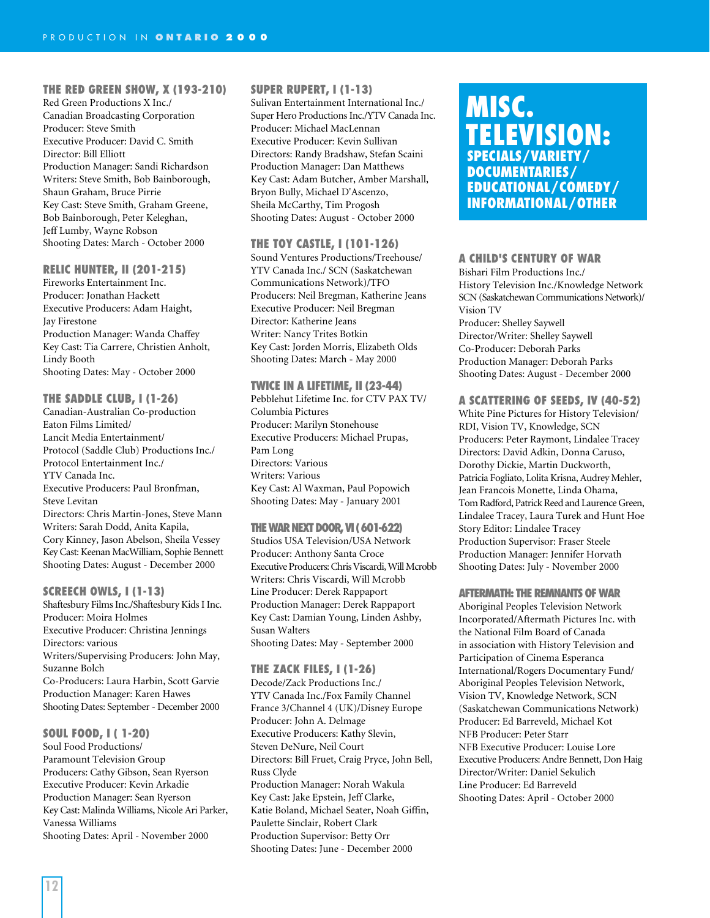### THE RED GREEN SHOW, X (193-210)

Red Green Productions X Inc./
Canadian Broadcasting Corporation
Producer: Steve Smith
Executive Producer: David C. Smith
Director: Bill Elliott
Production Manager: Sandi Richardson
Writers: Steve Smith, Bob Bainborough, Shaun Graham, Bruce Pirrie
Key Cast: Steve Smith, Graham Greene, Bob Bainborough, Peter Keleghan, Jeff Lumby, Wayne Robson
Shooting Dates: March - October 2000

### RELIC HUNTER, II (201-215)

Fireworks Entertainment Inc.
Producer: Jonathan Hackett
Executive Producers: Adam Haight, Jay Firestone
Production Manager: Wanda Chaffey
Key Cast: Tia Carrere, Christien Anholt, Lindy Booth
Shooting Dates: May - October 2000

### THE SADDLE CLUB, I (1-26)

Canadian-Australian Co-production
Eaton Films Limited/
Lancit Media Entertainment/
Protocol (Saddle Club) Productions Inc./
Protocol Entertainment Inc./
YTV Canada Inc.
Executive Producers: Paul Bronfman, Steve Levitan
Directors: Chris Martin-Jones, Steve Mann
Writers: Sarah Dodd, Anita Kapila, Cory Kinney, Jason Abelson, Sheila Vessey
Key Cast: Keenan MacWilliam, Sophie Bennett
Shooting Dates: August - December 2000

### SCREECH OWLS, I (1-13)

Shaftesbury Films Inc./Shaftesbury Kids I Inc.
Producer: Moira Holmes
Executive Producer: Christina Jennings
Directors: various
Writers/Supervising Producers: John May, Suzanne Bolch
Co-Producers: Laura Harbin, Scott Garvie
Production Manager: Karen Hawes
Shooting Dates: September - December 2000

### SOUL FOOD, I ( 1-20)

Soul Food Productions/
Paramount Television Group
Producers: Cathy Gibson, Sean Ryerson
Executive Producer: Kevin Arkadie
Production Manager: Sean Ryerson
Key Cast: Malinda Williams, Nicole Ari Parker, Vanessa Williams
Shooting Dates: April - November 2000

### SUPER RUPERT, I (1-13)

Sulivan Entertainment International Inc./
Super Hero Productions Inc./YTV Canada Inc.
Producer: Michael MacLennan
Executive Producer: Kevin Sullivan
Directors: Randy Bradshaw, Stefan Scaini
Production Manager: Dan Matthews
Key Cast: Adam Butcher, Amber Marshall, Bryon Bully, Michael D'Ascenzo, Sheila McCarthy, Tim Progosh
Shooting Dates: August - October 2000

### THE TOY CASTLE, I (101-126)

Sound Ventures Productions/Treehouse/
YTV Canada Inc./ SCN (Saskatchewan Communications Network)/TFO
Producers: Neil Bregman, Katherine Jeans
Executive Producer: Neil Bregman
Director: Katherine Jeans
Writer: Nancy Trites Botkin
Key Cast: Jorden Morris, Elizabeth Olds
Shooting Dates: March - May 2000

### TWICE IN A LIFETIME, II (23-44)

Pebblehut Lifetime Inc. for CTV PAX TV/
Columbia Pictures
Producer: Marilyn Stonehouse
Executive Producers: Michael Prupas, Pam Long
Directors: Various
Writers: Various
Key Cast: Al Waxman, Paul Popowich
Shooting Dates: May - January 2001

### THE WAR NEXT DOOR, VI (601-622)

Studios USA Television/USA Network
Producer: Anthony Santa Croce
Executive Producers: Chris Viscardi, Will Mcrobb
Writers: Chris Viscardi, Will Mcrobb
Line Producer: Derek Rappaport
Production Manager: Derek Rappaport
Key Cast: Damian Young, Linden Ashby, Susan Walters
Shooting Dates: May - September 2000

### THE ZACK FILES, I (1-26)

Decode/Zack Productions Inc./
YTV Canada Inc./Fox Family Channel
France 3/Channel 4 (UK)/Disney Europe
Producer: John A. Delmage
Executive Producers: Kathy Slevin, Steven DeNure, Neil Court
Directors: Bill Fruet, Craig Pryce, John Bell, Russ Clyde
Production Manager: Norah Wakula
Key Cast: Jake Epstein, Jeff Clarke, Katie Boland, Michael Seater, Noah Giffin, Paulette Sinclair, Robert Clark
Production Supervisor: Betty Orr
Shooting Dates: June - December 2000

# MISC. TELEVISION:

## SPECIALS/VARIETY/ DOCUMENTARIES/ EDUCATIONAL/COMEDY/ INFORMATIONAL/OTHER

### A CHILD'S CENTURY OF WAR

Bishari Film Productions Inc./
History Television Inc./Knowledge Network
SCN (Saskatchewan Communications Network)/
Vision TV
Producer: Shelley Saywell
Director/Writer: Shelley Saywell
Co-Producer: Deborah Parks
Production Manager: Deborah Parks
Shooting Dates: August - December 2000

### A SCATTERING OF SEEDS, IV (40-52)

White Pine Pictures for History Television/
RDI, Vision TV, Knowledge, SCN
Producers: Peter Raymont, Lindalee Tracey
Directors: David Adkin, Donna Caruso, Dorothy Dickie, Martin Duckworth, Patricia Fogliato, Lolita Krisna, Audrey Mehler, Jean Francois Monette, Linda Ohama, Tom Radford, Patrick Reed and Laurence Green, Lindalee Tracey, Laura Turek and Hunt Hoe
Story Editor: Lindalee Tracey
Production Supervisor: Fraser Steele
Production Manager: Jennifer Horvath
Shooting Dates: July - November 2000

### AFTERMATH: THE REMNANTS OF WAR

Aboriginal Peoples Television Network Incorporated/Aftermath Pictures Inc. with the National Film Board of Canada in association with History Television and Participation of Cinema Esperanca International/Rogers Documentary Fund/ Aboriginal Peoples Television Network, Vision TV, Knowledge Network, SCN (Saskatchewan Communications Network)
Producer: Ed Barreveld, Michael Kot
NFB Producer: Peter Starr
NFB Executive Producer: Louise Lore
Executive Producers: Andre Bennett, Don Haig
Director/Writer: Daniel Sekulich
Line Producer: Ed Barreveld
Shooting Dates: April - October 2000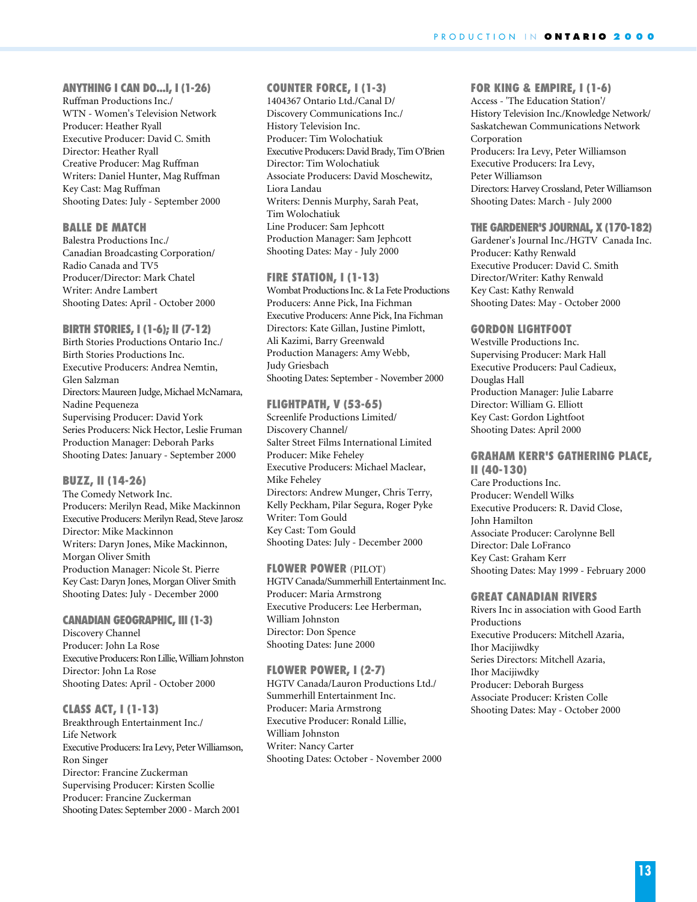### ANYTHING I CAN DO...I, I (1-26)

Ruffman Productions Inc./
WTN - Women's Television Network
Producer: Heather Ryall
Executive Producer: David C. Smith
Director: Heather Ryall
Creative Producer: Mag Ruffman
Writers: Daniel Hunter, Mag Ruffman
Key Cast: Mag Ruffman
Shooting Dates: July - September 2000

### BALLE DE MATCH

Balestra Productions Inc./
Canadian Broadcasting Corporation/
Radio Canada and TV5
Producer/Director: Mark Chatel
Writer: Andre Lambert
Shooting Dates: April - October 2000

### BIRTH STORIES, I (1-6); II (7-12)

Birth Stories Productions Ontario Inc./
Birth Stories Productions Inc.
Executive Producers: Andrea Nemtin,
Glen Salzman
Directors: Maureen Judge, Michael McNamara,
Nadine Pequeneza
Supervising Producer: David York
Series Producers: Nick Hector, Leslie Fruman
Production Manager: Deborah Parks
Shooting Dates: January - September 2000

### BUZZ, II (14-26)

The Comedy Network Inc.
Producers: Merilyn Read, Mike Mackinnon
Executive Producers: Merilyn Read, Steve Jarosz
Director: Mike Mackinnon
Writers: Daryn Jones, Mike Mackinnon,
Morgan Oliver Smith
Production Manager: Nicole St. Pierre
Key Cast: Daryn Jones, Morgan Oliver Smith
Shooting Dates: July - December 2000

### CANADIAN GEOGRAPHIC, III (1-3)

Discovery Channel
Producer: John La Rose
Executive Producers: Ron Lillie, William Johnston
Director: John La Rose
Shooting Dates: April - October 2000

### CLASS ACT, I (1-13)

Breakthrough Entertainment Inc./
Life Network
Executive Producers: Ira Levy, Peter Williamson,
Ron Singer
Director: Francine Zuckerman
Supervising Producer: Kirsten Scollie
Producer: Francine Zuckerman
Shooting Dates: September 2000 - March 2001

### COUNTER FORCE, I (1-3)

1404367 Ontario Ltd./Canal D/
Discovery Communications Inc./
History Television Inc.
Producer: Tim Wolochatiuk
Executive Producers: David Brady, Tim O'Brien
Director: Tim Wolochatiuk
Associate Producers: David Moschewitz,
Liora Landau
Writers: Dennis Murphy, Sarah Peat,
Tim Wolochatiuk
Line Producer: Sam Jephcott
Production Manager: Sam Jephcott
Shooting Dates: May - July 2000

### FIRE STATION, I (1-13)

Wombat Productions Inc. & La Fete Productions
Producers: Anne Pick, Ina Fichman
Executive Producers: Anne Pick, Ina Fichman
Directors: Kate Gillan, Justine Pimlott,
Ali Kazimi, Barry Greenwald
Production Managers: Amy Webb,
Judy Griesbach
Shooting Dates: September - November 2000

### FLIGHTPATH, V (53-65)

Screenlife Productions Limited/
Discovery Channel/
Salter Street Films International Limited
Producer: Mike Feheley
Executive Producers: Michael Maclear,
Mike Feheley
Directors: Andrew Munger, Chris Terry,
Kelly Peckham, Pilar Segura, Roger Pyke
Writer: Tom Gould
Key Cast: Tom Gould
Shooting Dates: July - December 2000

### FLOWER POWER (PILOT)

HGTV Canada/Summerhill Entertainment Inc.
Producer: Maria Armstrong
Executive Producers: Lee Herberman,
William Johnston
Director: Don Spence
Shooting Dates: June 2000

### FLOWER POWER, I (2-7)

HGTV Canada/Lauron Productions Ltd./
Summerhill Entertainment Inc.
Producer: Maria Armstrong
Executive Producer: Ronald Lillie,
William Johnston
Writer: Nancy Carter
Shooting Dates: October - November 2000

### FOR KING & EMPIRE, I (1-6)

Access - 'The Education Station'/
History Television Inc./Knowledge Network/
Saskatchewan Communications Network
Corporation
Producers: Ira Levy, Peter Williamson
Executive Producers: Ira Levy,
Peter Williamson
Directors: Harvey Crossland, Peter Williamson
Shooting Dates: March - July 2000

### THE GARDENER'S JOURNAL, X (170-182)

Gardener's Journal Inc./HGTV Canada Inc.
Producer: Kathy Renwald
Executive Producer: David C. Smith
Director/Writer: Kathy Renwald
Key Cast: Kathy Renwald
Shooting Dates: May - October 2000

### GORDON LIGHTFOOT

Westville Productions Inc.
Supervising Producer: Mark Hall
Executive Producers: Paul Cadieux,
Douglas Hall
Production Manager: Julie Labarre
Director: William G. Elliott
Key Cast: Gordon Lightfoot
Shooting Dates: April 2000

### GRAHAM KERR'S GATHERING PLACE, II (40-130)

Care Productions Inc.
Producer: Wendell Wilks
Executive Producers: R. David Close,
John Hamilton
Associate Producer: Carolynne Bell
Director: Dale LoFranco
Key Cast: Graham Kerr
Shooting Dates: May 1999 - February 2000

### GREAT CANADIAN RIVERS

Rivers Inc in association with Good Earth
Productions
Executive Producers: Mitchell Azaria,
Ihor Macijiwdky
Series Directors: Mitchell Azaria,
Ihor Macijiwdky
Producer: Deborah Burgess
Associate Producer: Kristen Colle
Shooting Dates: May - October 2000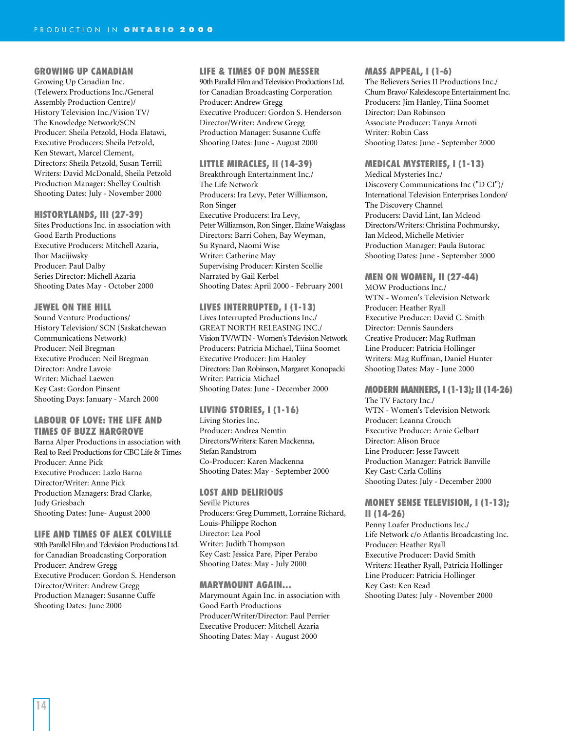### GROWING UP CANADIAN

Growing Up Canadian Inc.
(Telewerx Productions Inc./General Assembly Production Centre)/
History Television Inc./Vision TV/
The Knowledge Network/SCN
Producer: Sheila Petzold, Hoda Elatawi,
Executive Producers: Sheila Petzold, Ken Stewart, Marcel Clement,
Directors: Sheila Petzold, Susan Terrill
Writers: David McDonald, Sheila Petzold
Production Manager: Shelley Coultish
Shooting Dates: July - November 2000

### HISTORYLANDS, III (27-39)

Sites Productions Inc. in association with Good Earth Productions
Executive Producers: Mitchell Azaria, Ihor Macijiwsky
Producer: Paul Dalby
Series Director: Michell Azaria
Shooting Dates May - October 2000

### JEWEL ON THE HILL

Sound Venture Productions/
History Television/ SCN (Saskatchewan Communications Network)
Producer: Neil Bregman
Executive Producer: Neil Bregman
Director: Andre Lavoie
Writer: Michael Laewen
Key Cast: Gordon Pinsent
Shooting Days: January - March 2000

### LABOUR OF LOVE: THE LIFE AND TIMES OF BUZZ HARGROVE

Barna Alper Productions in association with Real to Reel Productions for CBC Life & Times
Producer: Anne Pick
Executive Producer: Lazlo Barna
Director/Writer: Anne Pick
Production Managers: Brad Clarke, Judy Griesbach
Shooting Dates: June- August 2000

### LIFE AND TIMES OF ALEX COLVILLE

90th Parallel Film and Television Productions Ltd. for Canadian Broadcasting Corporation
Producer: Andrew Gregg
Executive Producer: Gordon S. Henderson
Director/Writer: Andrew Gregg
Production Manager: Susanne Cuffe
Shooting Dates: June 2000

### LIFE & TIMES OF DON MESSER

90th Parallel Film and Television Productions Ltd. for Canadian Broadcasting Corporation
Producer: Andrew Gregg
Executive Producer: Gordon S. Henderson
Director/Writer: Andrew Gregg
Production Manager: Susanne Cuffe
Shooting Dates: June - August 2000

### LITTLE MIRACLES, II (14-39)

Breakthrough Entertainment Inc./
The Life Network
Producers: Ira Levy, Peter Williamson, Ron Singer
Executive Producers: Ira Levy, Peter Williamson, Ron Singer, Elaine Waisglass
Directors: Barri Cohen, Bay Weyman, Su Rynard, Naomi Wise
Writer: Catherine May
Supervising Producer: Kirsten Scollie
Narrated by Gail Kerbel
Shooting Dates: April 2000 - February 2001

### LIVES INTERRUPTED, I (1-13)

Lives Interrupted Productions Inc./
GREAT NORTH RELEASING INC./
Vision TV/WTN - Women's Television Network
Producers: Patricia Michael, Tiina Soomet
Executive Producer: Jim Hanley
Directors: Dan Robinson, Margaret Konopacki
Writer: Patricia Michael
Shooting Dates: June - December 2000

### LIVING STORIES, I (1-16)

Living Stories Inc.
Producer: Andrea Nemtin
Directors/Writers: Karen Mackenna, Stefan Randstrom
Co-Producer: Karen Mackenna
Shooting Dates: May - September 2000

### LOST AND DELIRIOUS

Seville Pictures
Producers: Greg Dummett, Lorraine Richard, Louis-Philippe Rochon
Director: Lea Pool
Writer: Judith Thompson
Key Cast: Jessica Pare, Piper Perabo
Shooting Dates: May - July 2000

### MARYMOUNT AGAIN...

Marymount Again Inc. in association with Good Earth Productions
Producer/Writer/Director: Paul Perrier
Executive Producer: Mitchell Azaria
Shooting Dates: May - August 2000

### MASS APPEAL, I (1-6)

The Believers Series II Productions Inc./
Chum Bravo/ Kaleidescope Entertainment Inc.
Producers: Jim Hanley, Tiina Soomet
Director: Dan Robinson
Associate Producer: Tanya Arnoti
Writer: Robin Cass
Shooting Dates: June - September 2000

### MEDICAL MYSTERIES, I (1-13)

Medical Mysteries Inc./
Discovery Communications Inc ("D CI")/
International Television Enterprises London/
The Discovery Channel
Producers: David Lint, Ian Mcleod
Directors/Writers: Christina Pochmursky, Ian Mcleod, Michelle Metivier
Production Manager: Paula Butorac
Shooting Dates: June - September 2000

### MEN ON WOMEN, II (27-44)

MOW Productions Inc./
WTN - Women's Television Network
Producer: Heather Ryall
Executive Producer: David C. Smith
Director: Dennis Saunders
Creative Producer: Mag Ruffman
Line Producer: Patricia Hollinger
Writers: Mag Ruffman, Daniel Hunter
Shooting Dates: May - June 2000

### MODERN MANNERS, I (1-13); II (14-26)

The TV Factory Inc./
WTN - Women's Television Network
Producer: Leanna Crouch
Executive Producer: Arnie Gelbart
Director: Alison Bruce
Line Producer: Jesse Fawcett
Production Manager: Patrick Banville
Key Cast: Carla Collins
Shooting Dates: July - December 2000

### MONEY SENSE TELEVISION, I (1-13); II (14-26)

Penny Loafer Productions Inc./
Life Network c/o Atlantis Broadcasting Inc.
Producer: Heather Ryall
Executive Producer: David Smith
Writers: Heather Ryall, Patricia Hollinger
Line Producer: Patricia Hollinger
Key Cast: Ken Read
Shooting Dates: July - November 2000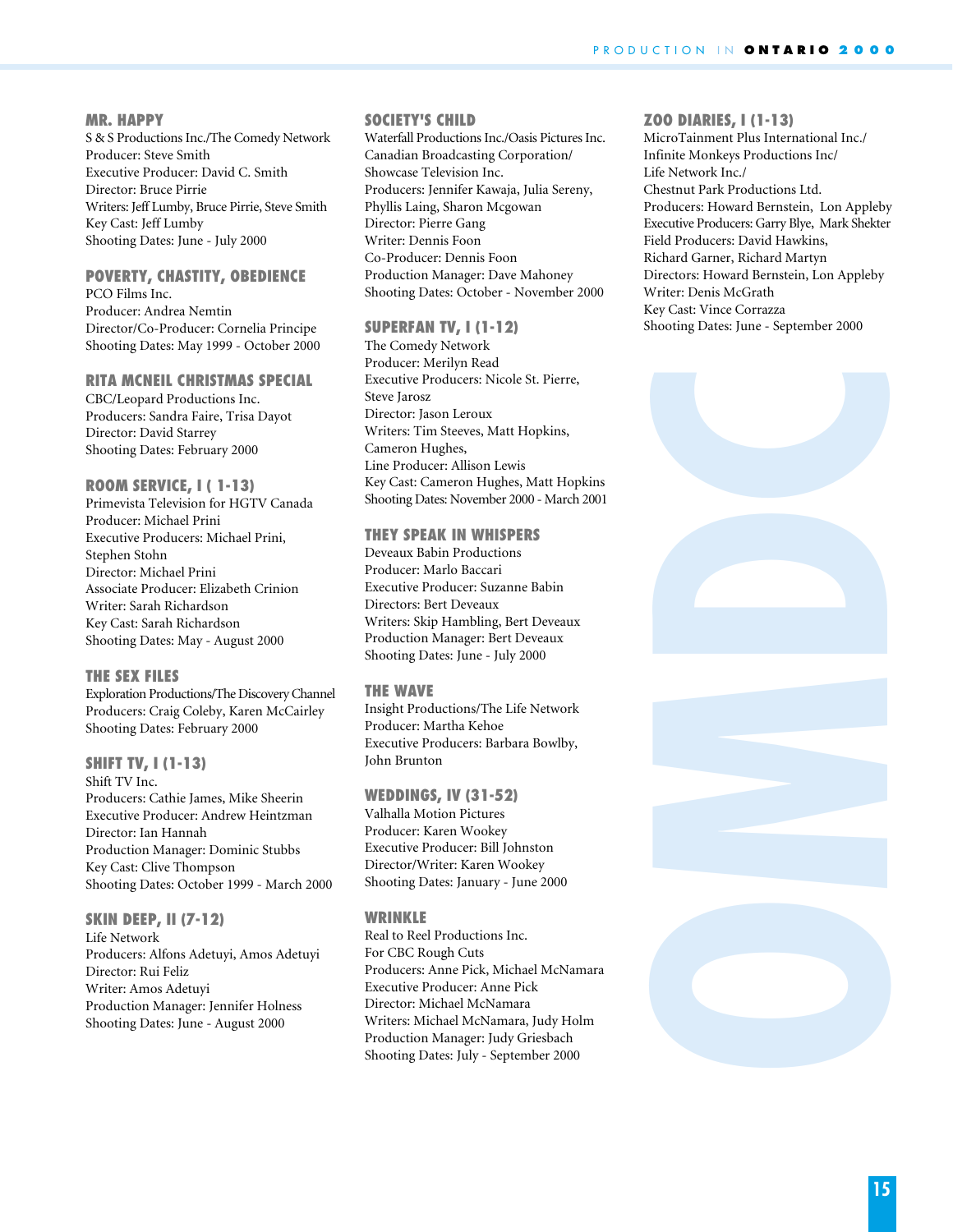### MR. HAPPY
S & S Productions Inc./The Comedy Network
Producer: Steve Smith
Executive Producer: David C. Smith
Director: Bruce Pirrie
Writers: Jeff Lumby, Bruce Pirrie, Steve Smith
Key Cast: Jeff Lumby
Shooting Dates: June - July 2000

### POVERTY, CHASTITY, OBEDIENCE
PCO Films Inc.
Producer: Andrea Nemtin
Director/Co-Producer: Cornelia Principe
Shooting Dates: May 1999 - October 2000

### RITA MCNEIL CHRISTMAS SPECIAL
CBC/Leopard Productions Inc.
Producers: Sandra Faire, Trisa Dayot
Director: David Starrey
Shooting Dates: February 2000

### ROOM SERVICE, I ( 1-13)
Primevista Television for HGTV Canada
Producer: Michael Prini
Executive Producers: Michael Prini, Stephen Stohn
Director: Michael Prini
Associate Producer: Elizabeth Crinion
Writer: Sarah Richardson
Key Cast: Sarah Richardson
Shooting Dates: May - August 2000

### THE SEX FILES
Exploration Productions/The Discovery Channel
Producers: Craig Coleby, Karen McCairley
Shooting Dates: February 2000

### SHIFT TV, I (1-13)
Shift TV Inc.
Producers: Cathie James, Mike Sheerin
Executive Producer: Andrew Heintzman
Director: Ian Hannah
Production Manager: Dominic Stubbs
Key Cast: Clive Thompson
Shooting Dates: October 1999 - March 2000

### SKIN DEEP, II (7-12)
Life Network
Producers: Alfons Adetuyi, Amos Adetuyi
Director: Rui Feliz
Writer: Amos Adetuyi
Production Manager: Jennifer Holness
Shooting Dates: June - August 2000

### SOCIETY'S CHILD
Waterfall Productions Inc./Oasis Pictures Inc.
Canadian Broadcasting Corporation/
Showcase Television Inc.
Producers: Jennifer Kawaja, Julia Sereny, Phyllis Laing, Sharon Mcgowan
Director: Pierre Gang
Writer: Dennis Foon
Co-Producer: Dennis Foon
Production Manager: Dave Mahoney
Shooting Dates: October - November 2000

### SUPERFAN TV, I (1-12)
The Comedy Network
Producer: Merilyn Read
Executive Producers: Nicole St. Pierre, Steve Jarosz
Director: Jason Leroux
Writers: Tim Steeves, Matt Hopkins, Cameron Hughes,
Line Producer: Allison Lewis
Key Cast: Cameron Hughes, Matt Hopkins
Shooting Dates: November 2000 - March 2001

### THEY SPEAK IN WHISPERS
Deveaux Babin Productions
Producer: Marlo Baccari
Executive Producer: Suzanne Babin
Directors: Bert Deveaux
Writers: Skip Hambling, Bert Deveaux
Production Manager: Bert Deveaux
Shooting Dates: June - July 2000

### THE WAVE
Insight Productions/The Life Network
Producer: Martha Kehoe
Executive Producers: Barbara Bowlby, John Brunton

### WEDDINGS, IV (31-52)
Valhalla Motion Pictures
Producer: Karen Wookey
Executive Producer: Bill Johnston
Director/Writer: Karen Wookey
Shooting Dates: January - June 2000

### WRINKLE
Real to Reel Productions Inc.
For CBC Rough Cuts
Producers: Anne Pick, Michael McNamara
Executive Producer: Anne Pick
Director: Michael McNamara
Writers: Michael McNamara, Judy Holm
Production Manager: Judy Griesbach
Shooting Dates: July - September 2000

### ZOO DIARIES, I (1-13)
MicroTainment Plus International Inc./
Infinite Monkeys Productions Inc/
Life Network Inc./
Chestnut Park Productions Ltd.
Producers: Howard Bernstein, Lon Appleby
Executive Producers: Garry Blye, Mark Shekter
Field Producers: David Hawkins, Richard Garner, Richard Martyn
Directors: Howard Bernstein, Lon Appleby
Writer: Denis McGrath
Key Cast: Vince Corrazza
Shooting Dates: June - September 2000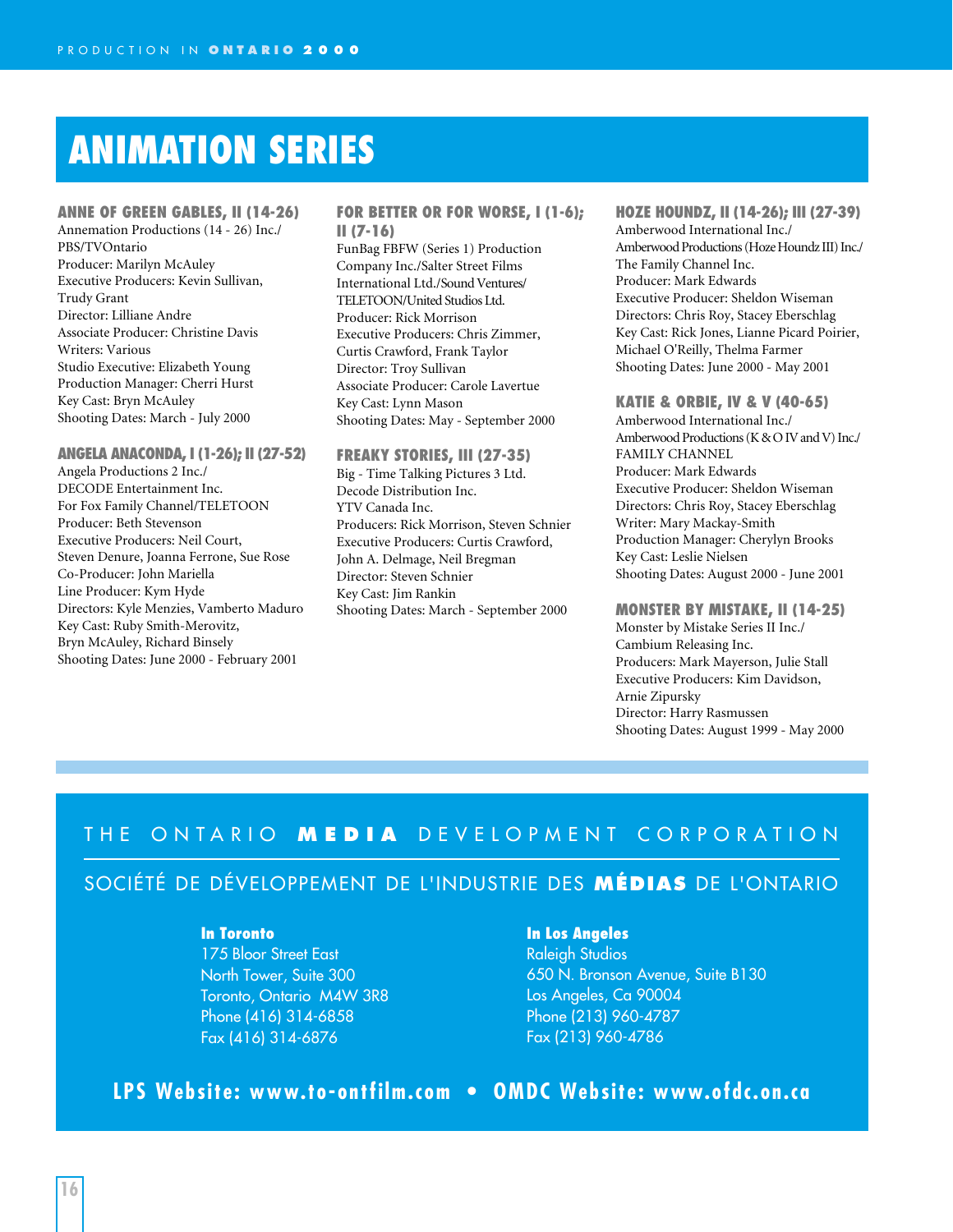# ANIMATION SERIES

### ANNE OF GREEN GABLES, II (14-26)

Annemation Productions (14 - 26) Inc./
PBS/TVOntario
Producer: Marilyn McAuley
Executive Producers: Kevin Sullivan, Trudy Grant
Director: Lilliane Andre
Associate Producer: Christine Davis
Writers: Various
Studio Executive: Elizabeth Young
Production Manager: Cherri Hurst
Key Cast: Bryn McAuley
Shooting Dates: March - July 2000

### ANGELA ANACONDA, I (1-26); II (27-52)

Angela Productions 2 Inc./
DECODE Entertainment Inc.
For Fox Family Channel/TELETOON
Producer: Beth Stevenson
Executive Producers: Neil Court, Steven Denure, Joanna Ferrone, Sue Rose
Co-Producer: John Mariella
Line Producer: Kym Hyde
Directors: Kyle Menzies, Vamberto Maduro
Key Cast: Ruby Smith-Merovitz, Bryn McAuley, Richard Binsely
Shooting Dates: June 2000 - February 2001

### FOR BETTER OR FOR WORSE, I (1-6); II (7-16)

FunBag FBFW (Series 1) Production Company Inc./Salter Street Films International Ltd./Sound Ventures/
TELETOON/United Studios Ltd.
Producer: Rick Morrison
Executive Producers: Chris Zimmer, Curtis Crawford, Frank Taylor
Director: Troy Sullivan
Associate Producer: Carole Lavertue
Key Cast: Lynn Mason
Shooting Dates: May - September 2000

### FREAKY STORIES, III (27-35)

Big - Time Talking Pictures 3 Ltd.
Decode Distribution Inc.
YTV Canada Inc.
Producers: Rick Morrison, Steven Schnier
Executive Producers: Curtis Crawford, John A. Delmage, Neil Bregman
Director: Steven Schnier
Key Cast: Jim Rankin
Shooting Dates: March - September 2000

### HOZE HOUNDZ, II (14-26); III (27-39)

Amberwood International Inc./
Amberwood Productions (Hoze Houndz III) Inc./
The Family Channel Inc.
Producer: Mark Edwards
Executive Producer: Sheldon Wiseman
Directors: Chris Roy, Stacey Eberschlag
Key Cast: Rick Jones, Lianne Picard Poirier, Michael O'Reilly, Thelma Farmer
Shooting Dates: June 2000 - May 2001

### KATIE & ORBIE, IV & V (40-65)

Amberwood International Inc./
Amberwood Productions (K & O IV and V) Inc./
FAMILY CHANNEL
Producer: Mark Edwards
Executive Producer: Sheldon Wiseman
Directors: Chris Roy, Stacey Eberschlag
Writer: Mary Mackay-Smith
Production Manager: Cherylyn Brooks
Key Cast: Leslie Nielsen
Shooting Dates: August 2000 - June 2001

### MONSTER BY MISTAKE, II (14-25)

Monster by Mistake Series II Inc./
Cambium Releasing Inc.
Producers: Mark Mayerson, Julie Stall
Executive Producers: Kim Davidson, Arnie Zipursky
Director: Harry Rasmussen
Shooting Dates: August 1999 - May 2000

---

THE ONTARIO **MEDIA** DEVELOPMENT CORPORATION

SOCIÉTÉ DE DÉVELOPPEMENT DE L'INDUSTRIE DES **MÉDIAS** DE L'ONTARIO

**In Toronto**
175 Bloor Street East
North Tower, Suite 300
Toronto, Ontario M4W 3R8
Phone (416) 314-6858
Fax (416) 314-6876

**In Los Angeles**
Raleigh Studios
650 N. Bronson Avenue, Suite B130
Los Angeles, Ca 90004
Phone (213) 960-4787
Fax (213) 960-4786

**LPS Website: www.to-ontfilm.com • OMDC Website: www.ofdc.on.ca**